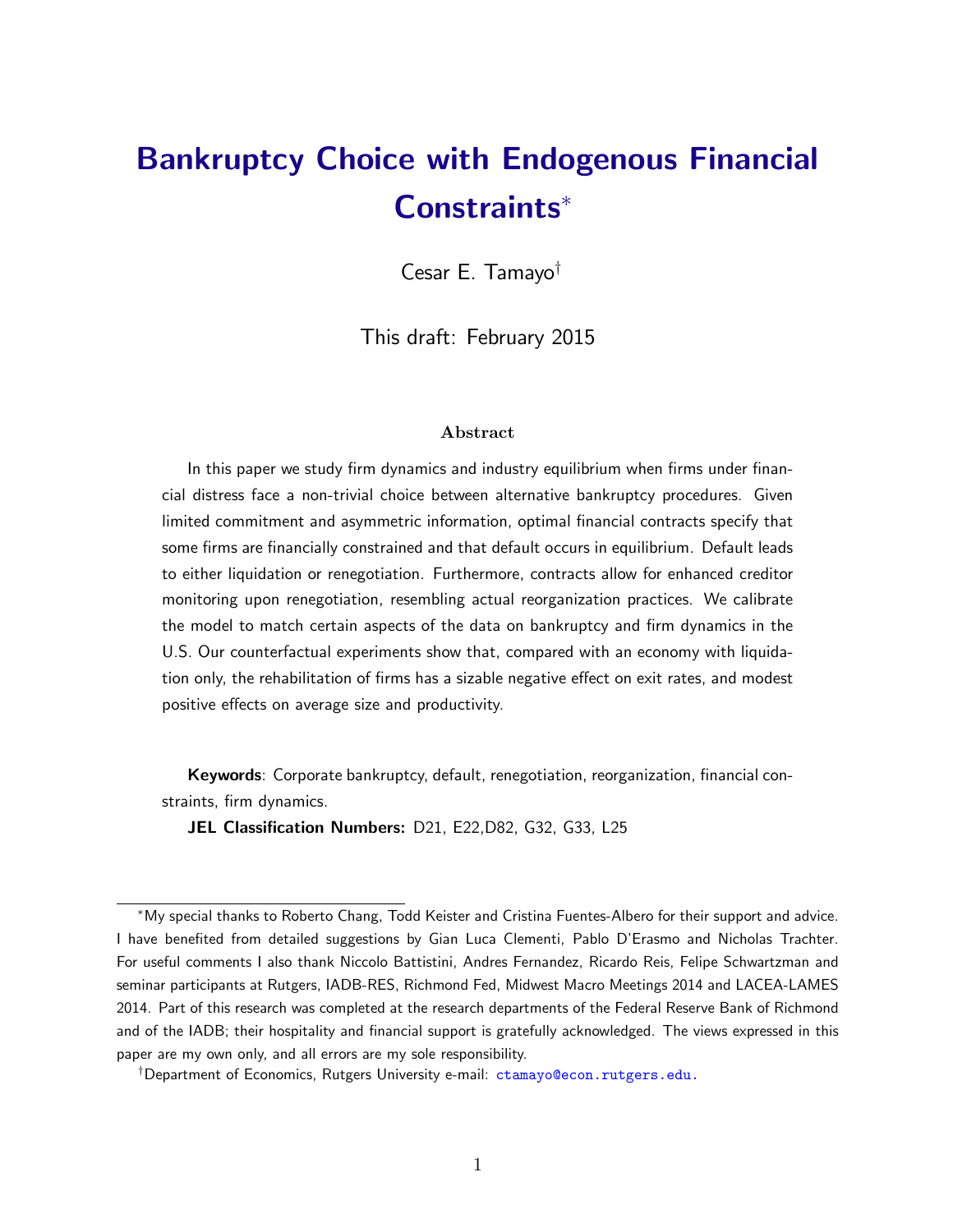# Bankruptcy Choice with Endogenous Financial Constraints[*]

Cesar E. Tamayo[†]

This draft: February 2015

## Abstract

In this paper we study firm dynamics and industry equilibrium when firms under financial distress face a non-trivial choice between alternative bankruptcy procedures. Given limited commitment and asymmetric information, optimal financial contracts specify that some firms are financially constrained and that default occurs in equilibrium. Default leads to either liquidation or renegotiation. Furthermore, contracts allow for enhanced creditor monitoring upon renegotiation, resembling actual reorganization practices. We calibrate the model to match certain aspects of the data on bankruptcy and firm dynamics in the U.S. Our counterfactual experiments show that, compared with an economy with liquidation only, the rehabilitation of firms has a sizable negative effect on exit rates, and modest positive effects on average size and productivity.

**Keywords**: Corporate bankruptcy, default, renegotiation, reorganization, financial constraints, firm dynamics.

**JEL Classification Numbers:** D21, E22,D82, G32, G33, L25

---

[*] My special thanks to Roberto Chang, Todd Keister and Cristina Fuentes-Albero for their support and advice. I have benefited from detailed suggestions by Gian Luca Clementi, Pablo D'Erasmo and Nicholas Trachter. For useful comments I also thank Niccolo Battistini, Andres Fernandez, Ricardo Reis, Felipe Schwartzman and seminar participants at Rutgers, IADB-RES, Richmond Fed, Midwest Macro Meetings 2014 and LACEA-LAMES 2014. Part of this research was completed at the research departments of the Federal Reserve Bank of Richmond and of the IADB; their hospitality and financial support is gratefully acknowledged. The views expressed in this paper are my own only, and all errors are my sole responsibility.

[†] Department of Economics, Rutgers University e-mail: ctamayo@econ.rutgers.edu.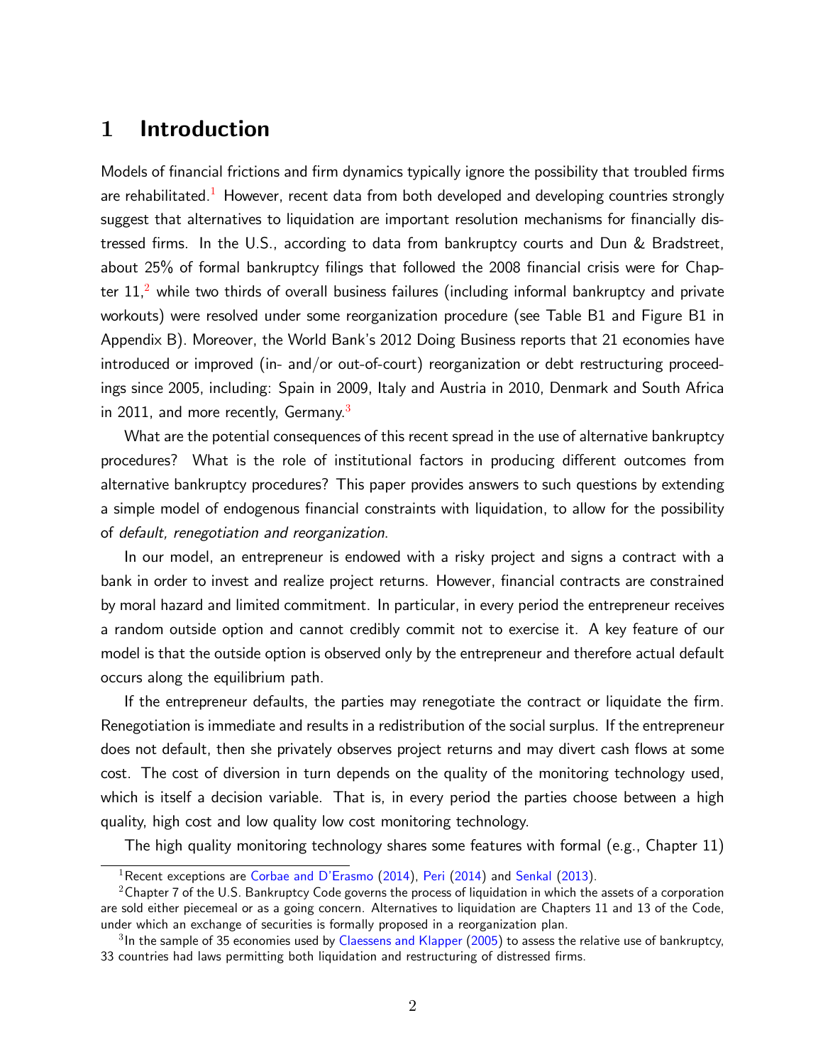# 1 Introduction

Models of financial frictions and firm dynamics typically ignore the possibility that troubled firms are rehabilitated.[1] However, recent data from both developed and developing countries strongly suggest that alternatives to liquidation are important resolution mechanisms for financially distressed firms. In the U.S., according to data from bankruptcy courts and Dun & Bradstreet, about 25% of formal bankruptcy filings that followed the 2008 financial crisis were for Chapter 11,[2] while two thirds of overall business failures (including informal bankruptcy and private workouts) were resolved under some reorganization procedure (see Table B1 and Figure B1 in Appendix B). Moreover, the World Bank's 2012 Doing Business reports that 21 economies have introduced or improved (in- and/or out-of-court) reorganization or debt restructuring proceedings since 2005, including: Spain in 2009, Italy and Austria in 2010, Denmark and South Africa in 2011, and more recently, Germany.[3]

What are the potential consequences of this recent spread in the use of alternative bankruptcy procedures? What is the role of institutional factors in producing different outcomes from alternative bankruptcy procedures? This paper provides answers to such questions by extending a simple model of endogenous financial constraints with liquidation, to allow for the possibility of *default, renegotiation and reorganization*.

In our model, an entrepreneur is endowed with a risky project and signs a contract with a bank in order to invest and realize project returns. However, financial contracts are constrained by moral hazard and limited commitment. In particular, in every period the entrepreneur receives a random outside option and cannot credibly commit not to exercise it. A key feature of our model is that the outside option is observed only by the entrepreneur and therefore actual default occurs along the equilibrium path.

If the entrepreneur defaults, the parties may renegotiate the contract or liquidate the firm. Renegotiation is immediate and results in a redistribution of the social surplus. If the entrepreneur does not default, then she privately observes project returns and may divert cash flows at some cost. The cost of diversion in turn depends on the quality of the monitoring technology used, which is itself a decision variable. That is, in every period the parties choose between a high quality, high cost and low quality low cost monitoring technology.

The high quality monitoring technology shares some features with formal (e.g., Chapter 11)

---

[1] Recent exceptions are Corbae and D'Erasmo (2014), Peri (2014) and Senkal (2013).

[2] Chapter 7 of the U.S. Bankruptcy Code governs the process of liquidation in which the assets of a corporation are sold either piecemeal or as a going concern. Alternatives to liquidation are Chapters 11 and 13 of the Code, under which an exchange of securities is formally proposed in a reorganization plan.

[3] In the sample of 35 economies used by Claessens and Klapper (2005) to assess the relative use of bankruptcy, 33 countries had laws permitting both liquidation and restructuring of distressed firms.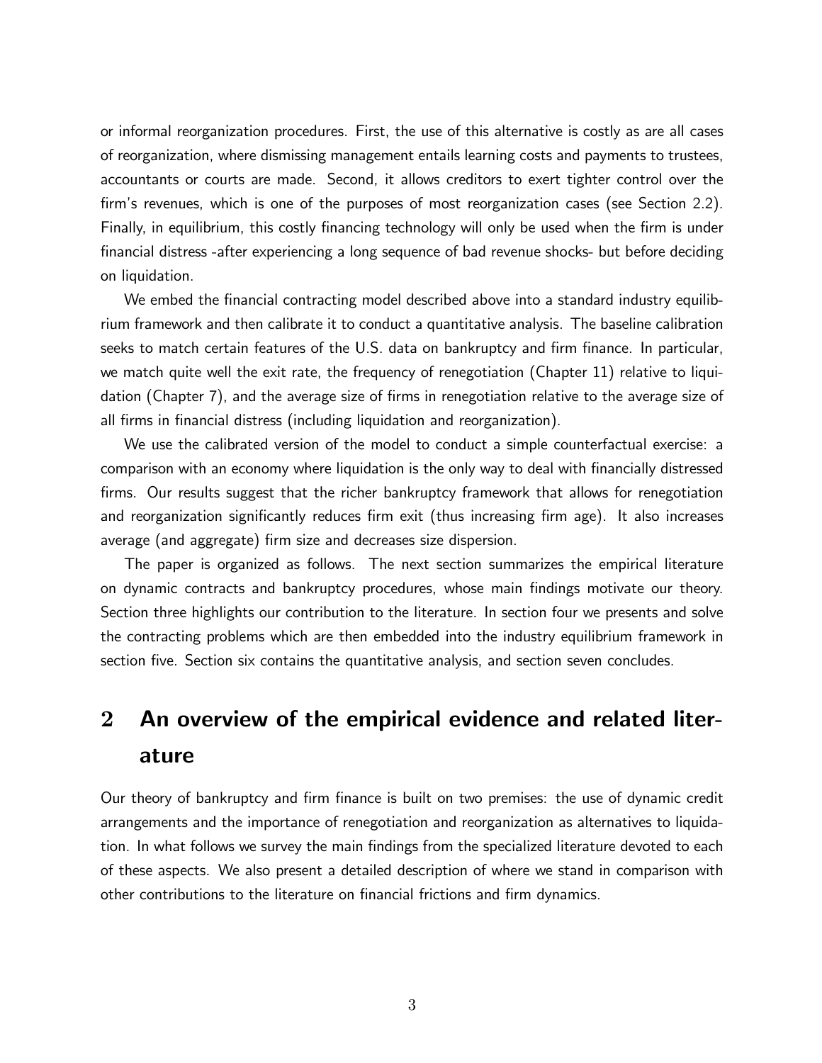or informal reorganization procedures. First, the use of this alternative is costly as are all cases of reorganization, where dismissing management entails learning costs and payments to trustees, accountants or courts are made. Second, it allows creditors to exert tighter control over the firm's revenues, which is one of the purposes of most reorganization cases (see Section 2.2). Finally, in equilibrium, this costly financing technology will only be used when the firm is under financial distress -after experiencing a long sequence of bad revenue shocks- but before deciding on liquidation.

We embed the financial contracting model described above into a standard industry equilibrium framework and then calibrate it to conduct a quantitative analysis. The baseline calibration seeks to match certain features of the U.S. data on bankruptcy and firm finance. In particular, we match quite well the exit rate, the frequency of renegotiation (Chapter 11) relative to liquidation (Chapter 7), and the average size of firms in renegotiation relative to the average size of all firms in financial distress (including liquidation and reorganization).

We use the calibrated version of the model to conduct a simple counterfactual exercise: a comparison with an economy where liquidation is the only way to deal with financially distressed firms. Our results suggest that the richer bankruptcy framework that allows for renegotiation and reorganization significantly reduces firm exit (thus increasing firm age). It also increases average (and aggregate) firm size and decreases size dispersion.

The paper is organized as follows. The next section summarizes the empirical literature on dynamic contracts and bankruptcy procedures, whose main findings motivate our theory. Section three highlights our contribution to the literature. In section four we presents and solve the contracting problems which are then embedded into the industry equilibrium framework in section five. Section six contains the quantitative analysis, and section seven concludes.

## 2 An overview of the empirical evidence and related literature

Our theory of bankruptcy and firm finance is built on two premises: the use of dynamic credit arrangements and the importance of renegotiation and reorganization as alternatives to liquidation. In what follows we survey the main findings from the specialized literature devoted to each of these aspects. We also present a detailed description of where we stand in comparison with other contributions to the literature on financial frictions and firm dynamics.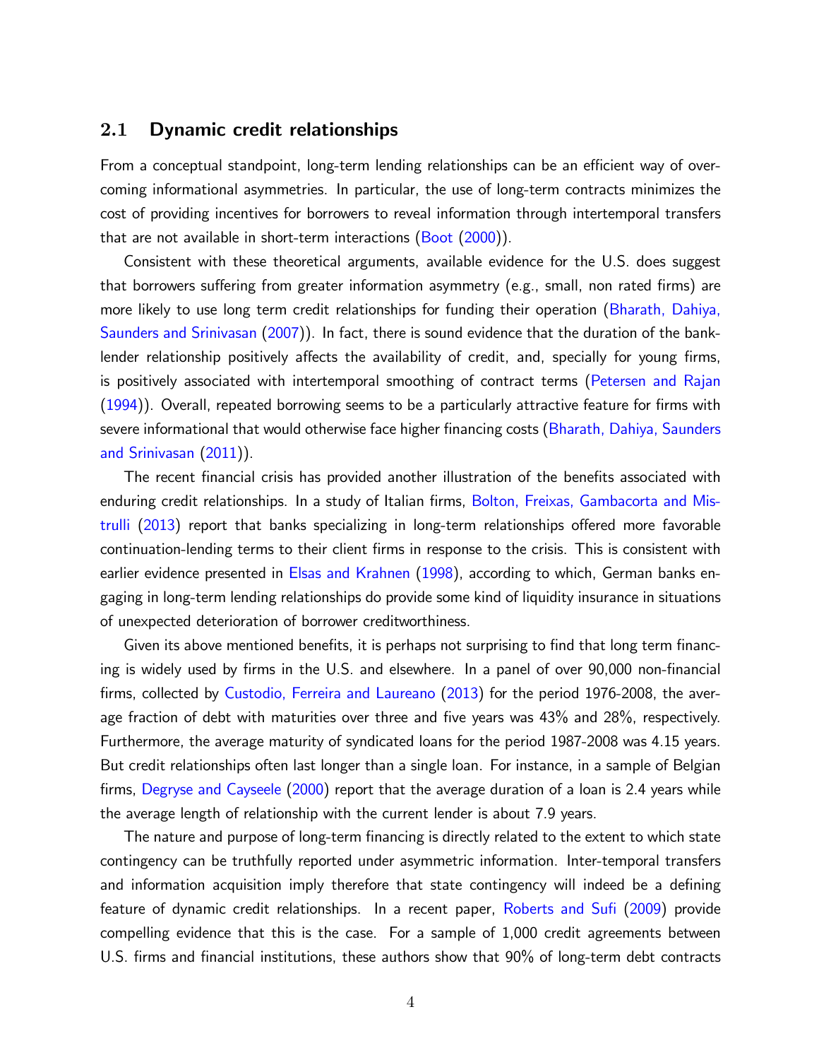## 2.1 Dynamic credit relationships

From a conceptual standpoint, long-term lending relationships can be an efficient way of overcoming informational asymmetries. In particular, the use of long-term contracts minimizes the cost of providing incentives for borrowers to reveal information through intertemporal transfers that are not available in short-term interactions (Boot (2000)).

Consistent with these theoretical arguments, available evidence for the U.S. does suggest that borrowers suffering from greater information asymmetry (e.g., small, non rated firms) are more likely to use long term credit relationships for funding their operation (Bharath, Dahiya, Saunders and Srinivasan (2007)). In fact, there is sound evidence that the duration of the bank-lender relationship positively affects the availability of credit, and, specially for young firms, is positively associated with intertemporal smoothing of contract terms (Petersen and Rajan (1994)). Overall, repeated borrowing seems to be a particularly attractive feature for firms with severe informational that would otherwise face higher financing costs (Bharath, Dahiya, Saunders and Srinivasan (2011)).

The recent financial crisis has provided another illustration of the benefits associated with enduring credit relationships. In a study of Italian firms, Bolton, Freixas, Gambacorta and Mistrulli (2013) report that banks specializing in long-term relationships offered more favorable continuation-lending terms to their client firms in response to the crisis. This is consistent with earlier evidence presented in Elsas and Krahnen (1998), according to which, German banks engaging in long-term lending relationships do provide some kind of liquidity insurance in situations of unexpected deterioration of borrower creditworthiness.

Given its above mentioned benefits, it is perhaps not surprising to find that long term financing is widely used by firms in the U.S. and elsewhere. In a panel of over 90,000 non-financial firms, collected by Custodio, Ferreira and Laureano (2013) for the period 1976-2008, the average fraction of debt with maturities over three and five years was 43% and 28%, respectively. Furthermore, the average maturity of syndicated loans for the period 1987-2008 was 4.15 years. But credit relationships often last longer than a single loan. For instance, in a sample of Belgian firms, Degryse and Cayseele (2000) report that the average duration of a loan is 2.4 years while the average length of relationship with the current lender is about 7.9 years.

The nature and purpose of long-term financing is directly related to the extent to which state contingency can be truthfully reported under asymmetric information. Inter-temporal transfers and information acquisition imply therefore that state contingency will indeed be a defining feature of dynamic credit relationships. In a recent paper, Roberts and Sufi (2009) provide compelling evidence that this is the case. For a sample of 1,000 credit agreements between U.S. firms and financial institutions, these authors show that 90% of long-term debt contracts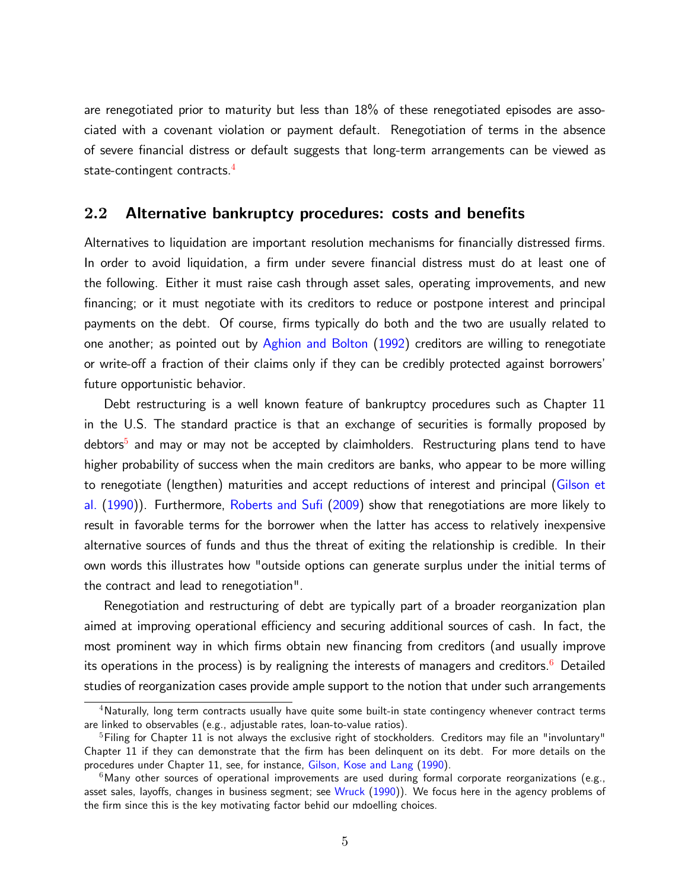are renegotiated prior to maturity but less than 18% of these renegotiated episodes are associated with a covenant violation or payment default. Renegotiation of terms in the absence of severe financial distress or default suggests that long-term arrangements can be viewed as state-contingent contracts.[4]

## 2.2 Alternative bankruptcy procedures: costs and benefits

Alternatives to liquidation are important resolution mechanisms for financially distressed firms. In order to avoid liquidation, a firm under severe financial distress must do at least one of the following. Either it must raise cash through asset sales, operating improvements, and new financing; or it must negotiate with its creditors to reduce or postpone interest and principal payments on the debt. Of course, firms typically do both and the two are usually related to one another; as pointed out by Aghion and Bolton (1992) creditors are willing to renegotiate or write-off a fraction of their claims only if they can be credibly protected against borrowers' future opportunistic behavior.

Debt restructuring is a well known feature of bankruptcy procedures such as Chapter 11 in the U.S. The standard practice is that an exchange of securities is formally proposed by debtors[5] and may or may not be accepted by claimholders. Restructuring plans tend to have higher probability of success when the main creditors are banks, who appear to be more willing to renegotiate (lengthen) maturities and accept reductions of interest and principal (Gilson et al. (1990)). Furthermore, Roberts and Sufi (2009) show that renegotiations are more likely to result in favorable terms for the borrower when the latter has access to relatively inexpensive alternative sources of funds and thus the threat of exiting the relationship is credible. In their own words this illustrates how "outside options can generate surplus under the initial terms of the contract and lead to renegotiation".

Renegotiation and restructuring of debt are typically part of a broader reorganization plan aimed at improving operational efficiency and securing additional sources of cash. In fact, the most prominent way in which firms obtain new financing from creditors (and usually improve its operations in the process) is by realigning the interests of managers and creditors.[6] Detailed studies of reorganization cases provide ample support to the notion that under such arrangements

[4] Naturally, long term contracts usually have quite some built-in state contingency whenever contract terms are linked to observables (e.g., adjustable rates, loan-to-value ratios).

[5] Filing for Chapter 11 is not always the exclusive right of stockholders. Creditors may file an "involuntary" Chapter 11 if they can demonstrate that the firm has been delinquent on its debt. For more details on the procedures under Chapter 11, see, for instance, Gilson, Kose and Lang (1990).

[6] Many other sources of operational improvements are used during formal corporate reorganizations (e.g., asset sales, layoffs, changes in business segment; see Wruck (1990)). We focus here in the agency problems of the firm since this is the key motivating factor behid our mdoelling choices.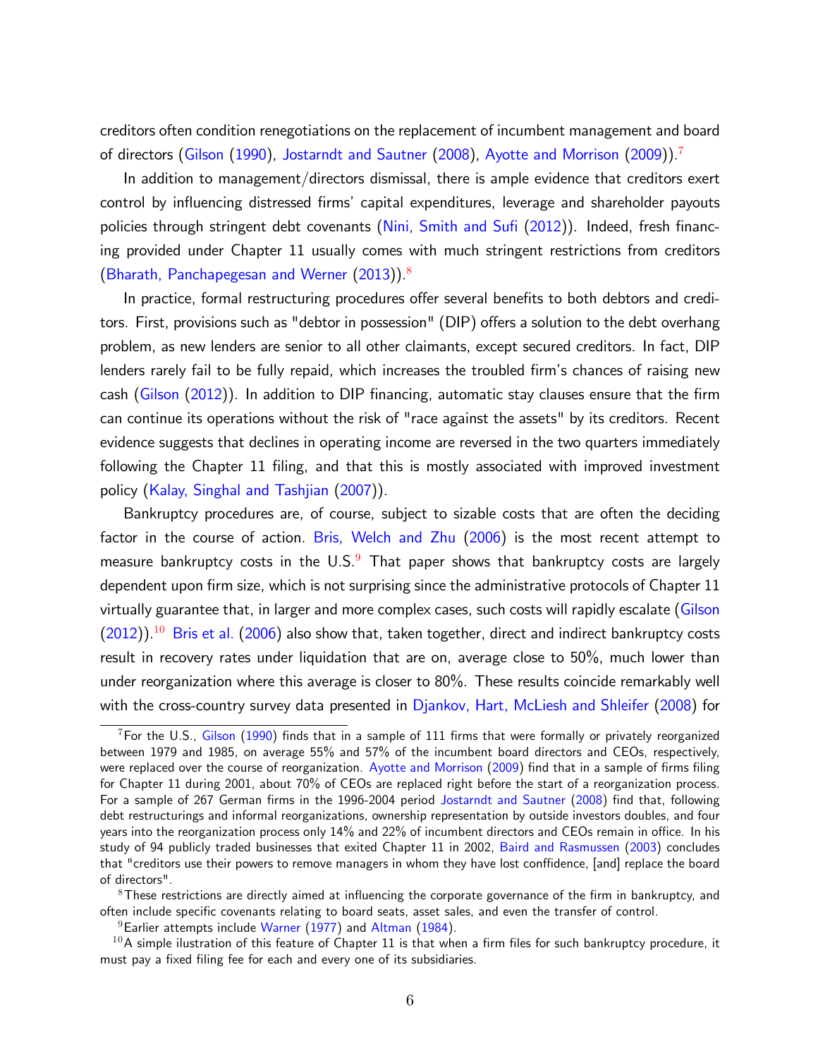creditors often condition renegotiations on the replacement of incumbent management and board of directors (Gilson (1990), Jostarndt and Sautner (2008), Ayotte and Morrison (2009)).[7]

In addition to management/directors dismissal, there is ample evidence that creditors exert control by influencing distressed firms' capital expenditures, leverage and shareholder payouts policies through stringent debt covenants (Nini, Smith and Sufi (2012)). Indeed, fresh financing provided under Chapter 11 usually comes with much stringent restrictions from creditors (Bharath, Panchapegesan and Werner (2013)).[8]

In practice, formal restructuring procedures offer several benefits to both debtors and creditors. First, provisions such as "debtor in possession" (DIP) offers a solution to the debt overhang problem, as new lenders are senior to all other claimants, except secured creditors. In fact, DIP lenders rarely fail to be fully repaid, which increases the troubled firm's chances of raising new cash (Gilson (2012)). In addition to DIP financing, automatic stay clauses ensure that the firm can continue its operations without the risk of "race against the assets" by its creditors. Recent evidence suggests that declines in operating income are reversed in the two quarters immediately following the Chapter 11 filing, and that this is mostly associated with improved investment policy (Kalay, Singhal and Tashjian (2007)).

Bankruptcy procedures are, of course, subject to sizable costs that are often the deciding factor in the course of action. Bris, Welch and Zhu (2006) is the most recent attempt to measure bankruptcy costs in the U.S.[9] That paper shows that bankruptcy costs are largely dependent upon firm size, which is not surprising since the administrative protocols of Chapter 11 virtually guarantee that, in larger and more complex cases, such costs will rapidly escalate (Gilson (2012)).[10] Bris et al. (2006) also show that, taken together, direct and indirect bankruptcy costs result in recovery rates under liquidation that are on, average close to 50%, much lower than under reorganization where this average is closer to 80%. These results coincide remarkably well with the cross-country survey data presented in Djankov, Hart, McLiesh and Shleifer (2008) for

---

[7] For the U.S., Gilson (1990) finds that in a sample of 111 firms that were formally or privately reorganized between 1979 and 1985, on average 55% and 57% of the incumbent board directors and CEOs, respectively, were replaced over the course of reorganization. Ayotte and Morrison (2009) find that in a sample of firms filing for Chapter 11 during 2001, about 70% of CEOs are replaced right before the start of a reorganization process. For a sample of 267 German firms in the 1996-2004 period Jostarndt and Sautner (2008) find that, following debt restructurings and informal reorganizations, ownership representation by outside investors doubles, and four years into the reorganization process only 14% and 22% of incumbent directors and CEOs remain in office. In his study of 94 publicly traded businesses that exited Chapter 11 in 2002, Baird and Rasmussen (2003) concludes that "creditors use their powers to remove managers in whom they have lost conffidence, [and] replace the board of directors".

[8] These restrictions are directly aimed at influencing the corporate governance of the firm in bankruptcy, and often include specific covenants relating to board seats, asset sales, and even the transfer of control.

[9] Earlier attempts include Warner (1977) and Altman (1984).

[10] A simple ilustration of this feature of Chapter 11 is that when a firm files for such bankruptcy procedure, it must pay a fixed filing fee for each and every one of its subsidiaries.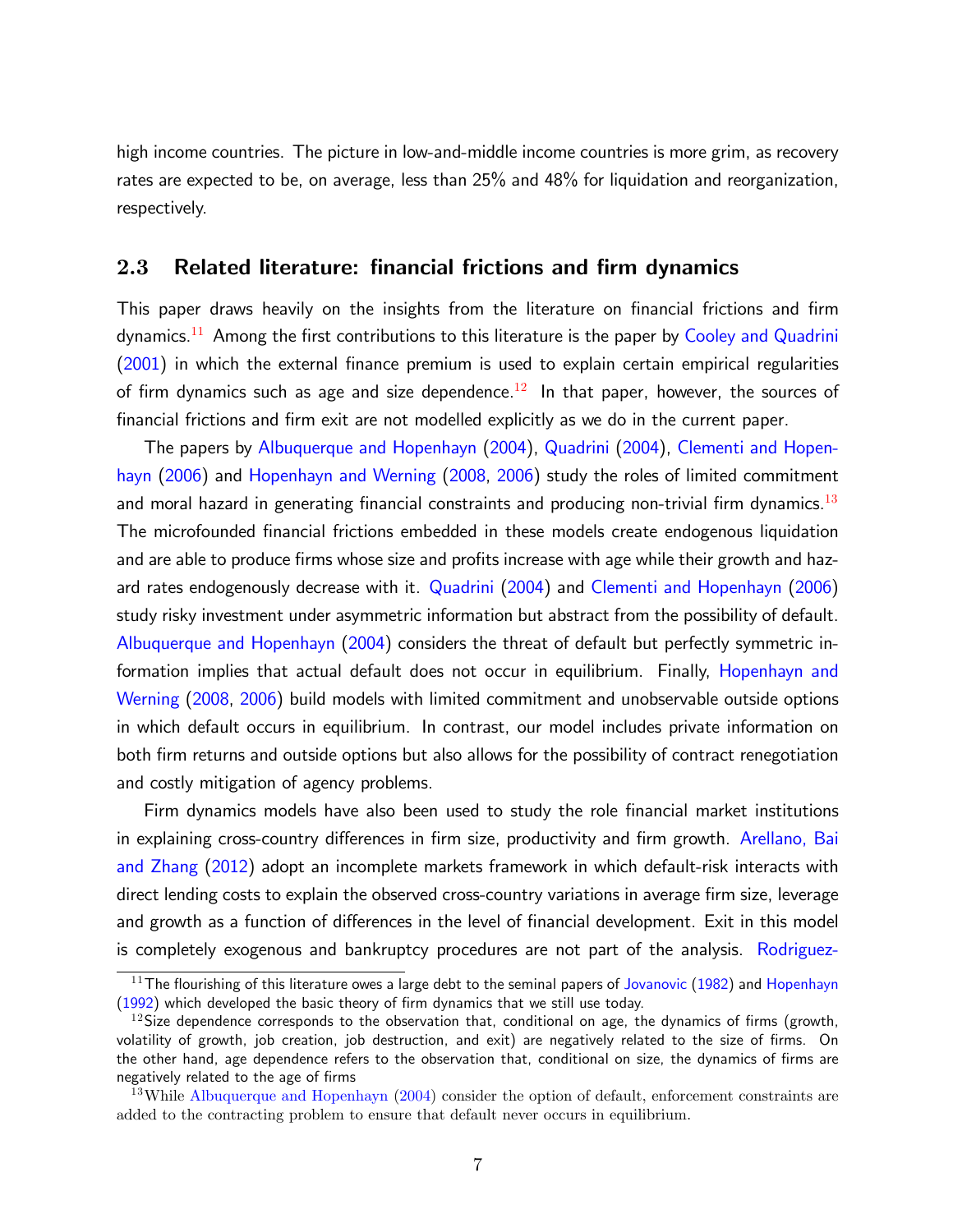high income countries. The picture in low-and-middle income countries is more grim, as recovery rates are expected to be, on average, less than 25% and 48% for liquidation and reorganization, respectively.

## 2.3 Related literature: financial frictions and firm dynamics

This paper draws heavily on the insights from the literature on financial frictions and firm dynamics.[11] Among the first contributions to this literature is the paper by Cooley and Quadrini (2001) in which the external finance premium is used to explain certain empirical regularities of firm dynamics such as age and size dependence.[12] In that paper, however, the sources of financial frictions and firm exit are not modelled explicitly as we do in the current paper.

The papers by Albuquerque and Hopenhayn (2004), Quadrini (2004), Clementi and Hopenhayn (2006) and Hopenhayn and Werning (2008, 2006) study the roles of limited commitment and moral hazard in generating financial constraints and producing non-trivial firm dynamics.[13] The microfounded financial frictions embedded in these models create endogenous liquidation and are able to produce firms whose size and profits increase with age while their growth and hazard rates endogenously decrease with it. Quadrini (2004) and Clementi and Hopenhayn (2006) study risky investment under asymmetric information but abstract from the possibility of default. Albuquerque and Hopenhayn (2004) considers the threat of default but perfectly symmetric information implies that actual default does not occur in equilibrium. Finally, Hopenhayn and Werning (2008, 2006) build models with limited commitment and unobservable outside options in which default occurs in equilibrium. In contrast, our model includes private information on both firm returns and outside options but also allows for the possibility of contract renegotiation and costly mitigation of agency problems.

Firm dynamics models have also been used to study the role financial market institutions in explaining cross-country differences in firm size, productivity and firm growth. Arellano, Bai and Zhang (2012) adopt an incomplete markets framework in which default-risk interacts with direct lending costs to explain the observed cross-country variations in average firm size, leverage and growth as a function of differences in the level of financial development. Exit in this model is completely exogenous and bankruptcy procedures are not part of the analysis. Rodriguez-

[11] The flourishing of this literature owes a large debt to the seminal papers of Jovanovic (1982) and Hopenhayn (1992) which developed the basic theory of firm dynamics that we still use today.

[12] Size dependence corresponds to the observation that, conditional on age, the dynamics of firms (growth, volatility of growth, job creation, job destruction, and exit) are negatively related to the size of firms. On the other hand, age dependence refers to the observation that, conditional on size, the dynamics of firms are negatively related to the age of firms

[13] While Albuquerque and Hopenhayn (2004) consider the option of default, enforcement constraints are added to the contracting problem to ensure that default never occurs in equilibrium.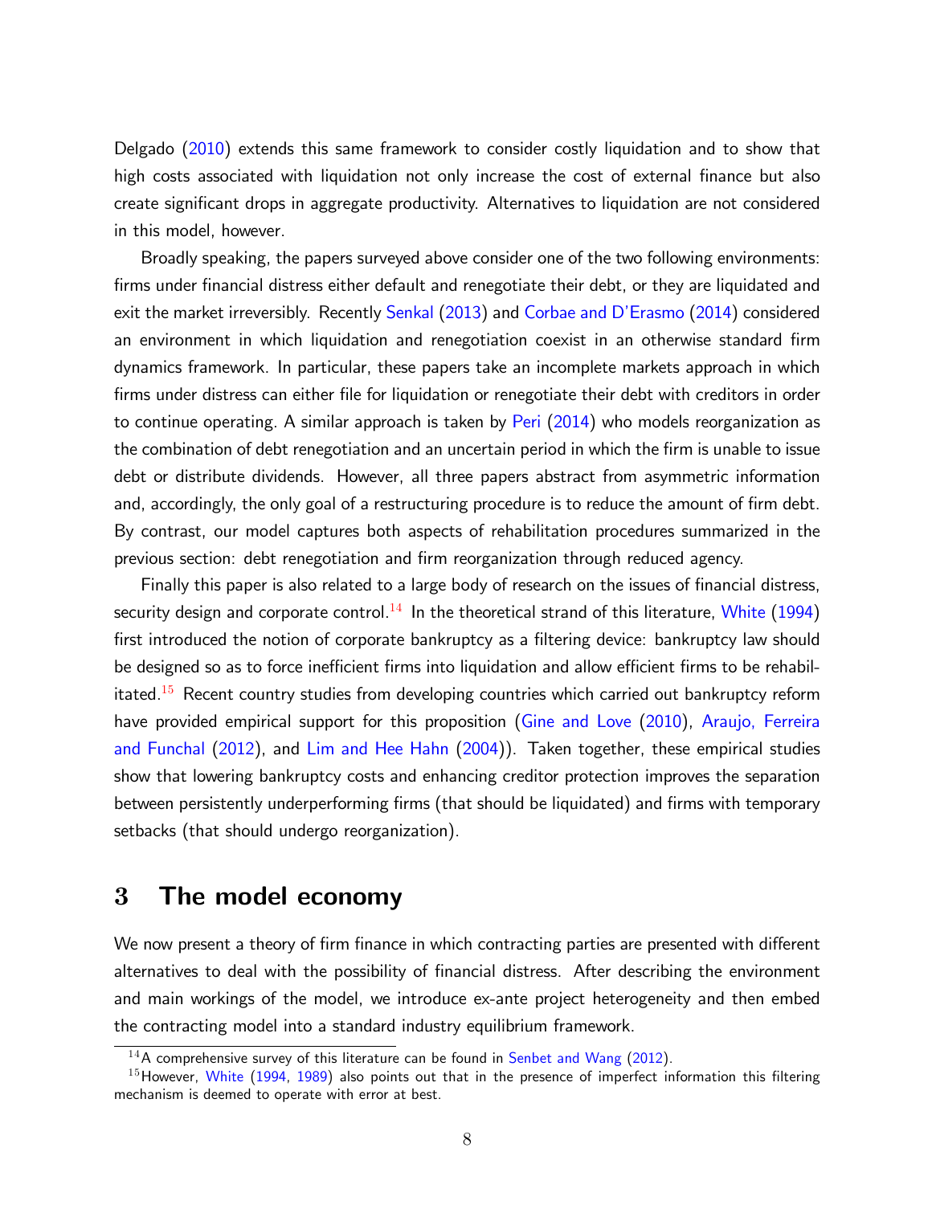Delgado (2010) extends this same framework to consider costly liquidation and to show that high costs associated with liquidation not only increase the cost of external finance but also create significant drops in aggregate productivity. Alternatives to liquidation are not considered in this model, however.

Broadly speaking, the papers surveyed above consider one of the two following environments: firms under financial distress either default and renegotiate their debt, or they are liquidated and exit the market irreversibly. Recently Senkal (2013) and Corbae and D'Erasmo (2014) considered an environment in which liquidation and renegotiation coexist in an otherwise standard firm dynamics framework. In particular, these papers take an incomplete markets approach in which firms under distress can either file for liquidation or renegotiate their debt with creditors in order to continue operating. A similar approach is taken by Peri (2014) who models reorganization as the combination of debt renegotiation and an uncertain period in which the firm is unable to issue debt or distribute dividends. However, all three papers abstract from asymmetric information and, accordingly, the only goal of a restructuring procedure is to reduce the amount of firm debt. By contrast, our model captures both aspects of rehabilitation procedures summarized in the previous section: debt renegotiation and firm reorganization through reduced agency.

Finally this paper is also related to a large body of research on the issues of financial distress, security design and corporate control.[14] In the theoretical strand of this literature, White (1994) first introduced the notion of corporate bankruptcy as a filtering device: bankruptcy law should be designed so as to force inefficient firms into liquidation and allow efficient firms to be rehabilitated.[15] Recent country studies from developing countries which carried out bankruptcy reform have provided empirical support for this proposition (Gine and Love (2010), Araujo, Ferreira and Funchal (2012), and Lim and Hee Hahn (2004)). Taken together, these empirical studies show that lowering bankruptcy costs and enhancing creditor protection improves the separation between persistently underperforming firms (that should be liquidated) and firms with temporary setbacks (that should undergo reorganization).

# 3 The model economy

We now present a theory of firm finance in which contracting parties are presented with different alternatives to deal with the possibility of financial distress. After describing the environment and main workings of the model, we introduce ex-ante project heterogeneity and then embed the contracting model into a standard industry equilibrium framework.

[14] A comprehensive survey of this literature can be found in Senbet and Wang (2012).

[15] However, White (1994, 1989) also points out that in the presence of imperfect information this filtering mechanism is deemed to operate with error at best.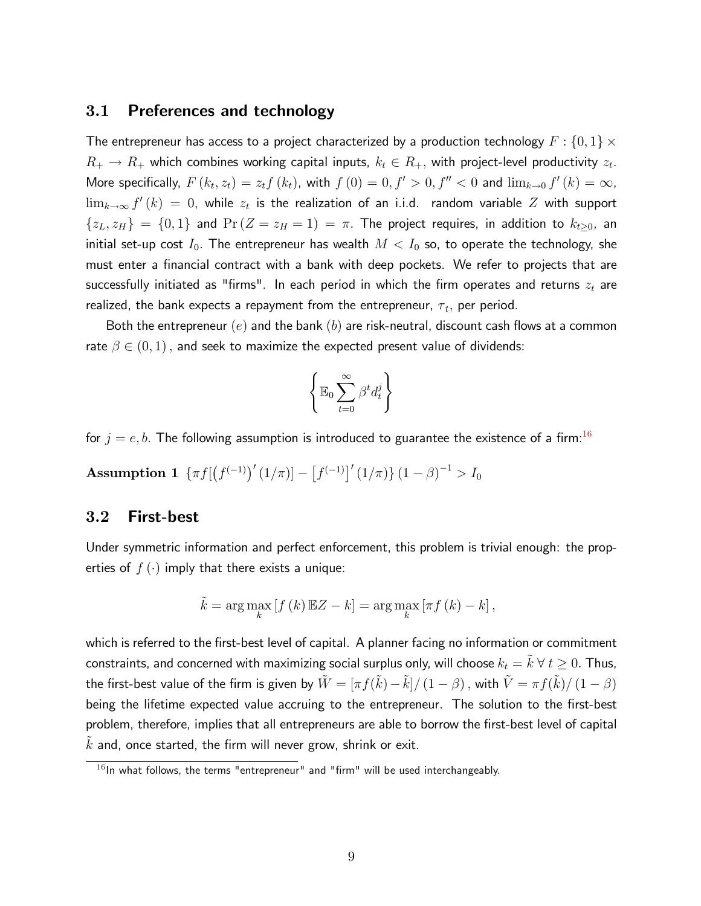## 3.1 Preferences and technology

The entrepreneur has access to a project characterized by a production technology $F : \{0, 1\} \times R_+ \rightarrow R_+$ which combines working capital inputs, $k_t \in R_+$, with project-level productivity $z_t$. More specifically, $F(k_t, z_t) = z_t f(k_t)$, with $f(0) = 0, f' > 0, f'' < 0$ and $\lim_{k \to 0} f'(k) = \infty$, $\lim_{k \to \infty} f'(k) = 0$, while $z_t$ is the realization of an i.i.d. random variable $Z$ with support $\{z_L, z_H\} = \{0, 1\}$ and $\Pr(Z = z_H = 1) = \pi$. The project requires, in addition to $k_{t \geq 0}$, an initial set-up cost $I_0$. The entrepreneur has wealth $M < I_0$ so, to operate the technology, she must enter a financial contract with a bank with deep pockets. We refer to projects that are successfully initiated as "firms". In each period in which the firm operates and returns $z_t$ are realized, the bank expects a repayment from the entrepreneur, $\tau_t$, per period.

Both the entrepreneur $(e)$ and the bank $(b)$ are risk-neutral, discount cash flows at a common rate $\beta \in (0, 1)$, and seek to maximize the expected present value of dividends:

$$\left\{ \mathbb{E}_0 \sum_{t=0}^{\infty} \beta^t d_t^j \right\}$$

for $j = e, b$. The following assumption is introduced to guarantee the existence of a firm:[16]

**Assumption 1** $\{\pi f[\left(f^{(-1)}\right)'(1/\pi)] - \left[f^{(-1)}\right]'(1/\pi)\}(1-\beta)^{-1} > I_0$

## 3.2 First-best

Under symmetric information and perfect enforcement, this problem is trivial enough: the properties of $f(\cdot)$ imply that there exists a unique:

$$\tilde{k} = \arg\max_k \left[f(k)\,\mathbb{E}Z - k\right] = \arg\max_k \left[\pi f(k) - k\right],$$

which is referred to the first-best level of capital. A planner facing no information or commitment constraints, and concerned with maximizing social surplus only, will choose $k_t = \tilde{k}\ \forall\, t \geq 0$. Thus, the first-best value of the firm is given by $\tilde{W} = [\pi f(\tilde{k}) - \tilde{k}]/(1-\beta)$, with $\tilde{V} = \pi f(\tilde{k})/(1-\beta)$ being the lifetime expected value accruing to the entrepreneur. The solution to the first-best problem, therefore, implies that all entrepreneurs are able to borrow the first-best level of capital $\tilde{k}$ and, once started, the firm will never grow, shrink or exit.

[16] In what follows, the terms "entrepreneur" and "firm" will be used interchangeably.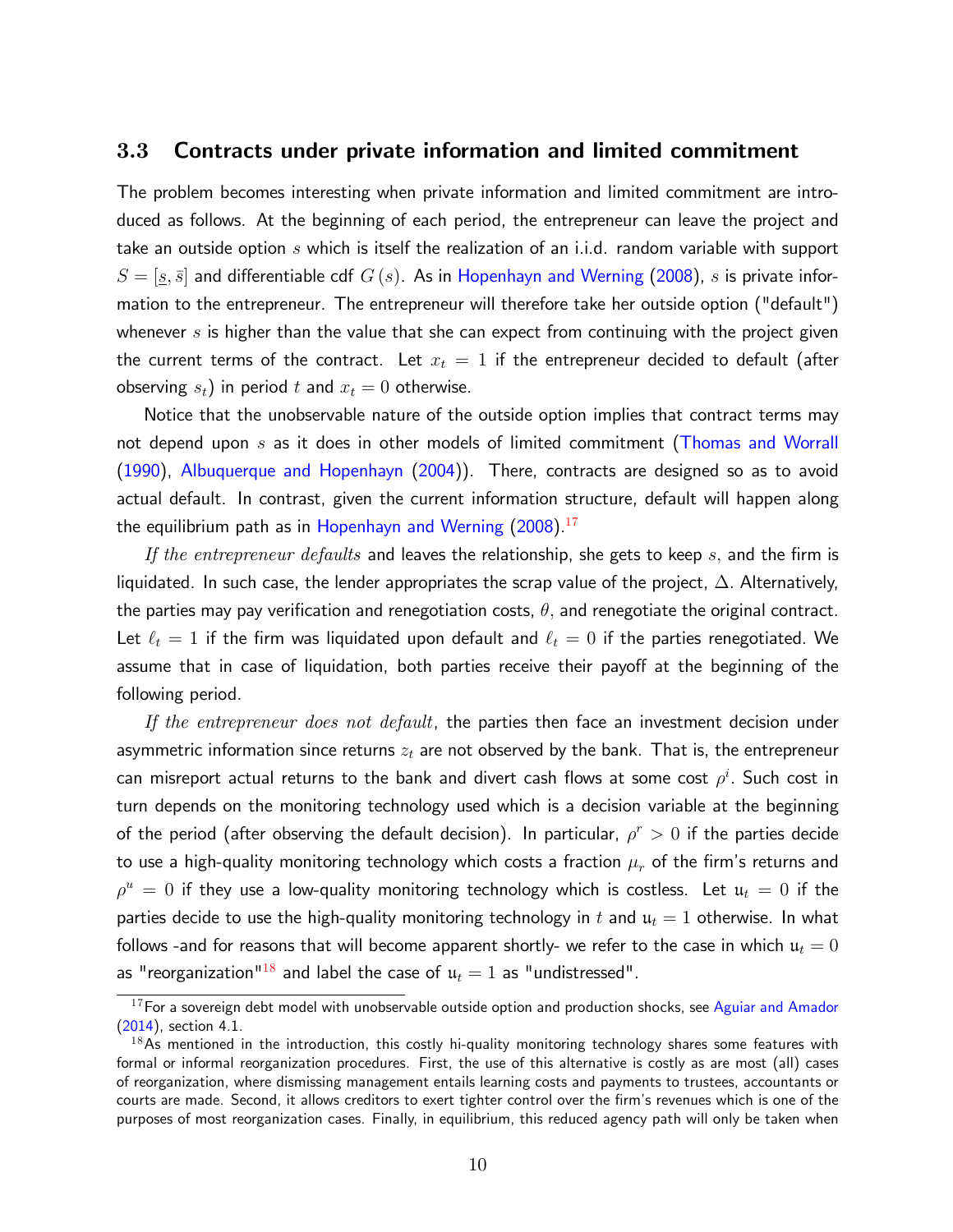### 3.3 Contracts under private information and limited commitment

The problem becomes interesting when private information and limited commitment are introduced as follows. At the beginning of each period, the entrepreneur can leave the project and take an outside option $s$ which is itself the realization of an i.i.d. random variable with support $S = [\underline{s}, \bar{s}]$ and differentiable cdf $G(s)$. As in Hopenhayn and Werning (2008), $s$ is private information to the entrepreneur. The entrepreneur will therefore take her outside option ("default") whenever $s$ is higher than the value that she can expect from continuing with the project given the current terms of the contract. Let $x_t = 1$ if the entrepreneur decided to default (after observing $s_t$) in period $t$ and $x_t = 0$ otherwise.

Notice that the unobservable nature of the outside option implies that contract terms may not depend upon $s$ as it does in other models of limited commitment (Thomas and Worrall (1990), Albuquerque and Hopenhayn (2004)). There, contracts are designed so as to avoid actual default. In contrast, given the current information structure, default will happen along the equilibrium path as in Hopenhayn and Werning (2008).[17]

*If the entrepreneur defaults* and leaves the relationship, she gets to keep $s$, and the firm is liquidated. In such case, the lender appropriates the scrap value of the project, $\Delta$. Alternatively, the parties may pay verification and renegotiation costs, $\theta$, and renegotiate the original contract. Let $\ell_t = 1$ if the firm was liquidated upon default and $\ell_t = 0$ if the parties renegotiated. We assume that in case of liquidation, both parties receive their payoff at the beginning of the following period.

*If the entrepreneur does not default*, the parties then face an investment decision under asymmetric information since returns $z_t$ are not observed by the bank. That is, the entrepreneur can misreport actual returns to the bank and divert cash flows at some cost $\rho^i$. Such cost in turn depends on the monitoring technology used which is a decision variable at the beginning of the period (after observing the default decision). In particular, $\rho^r > 0$ if the parties decide to use a high-quality monitoring technology which costs a fraction $\mu_r$ of the firm's returns and $\rho^u = 0$ if they use a low-quality monitoring technology which is costless. Let $\mathfrak{u}_t = 0$ if the parties decide to use the high-quality monitoring technology in $t$ and $\mathfrak{u}_t = 1$ otherwise. In what follows -and for reasons that will become apparent shortly- we refer to the case in which $\mathfrak{u}_t = 0$ as "reorganization"[18] and label the case of $\mathfrak{u}_t = 1$ as "undistressed".

[17] For a sovereign debt model with unobservable outside option and production shocks, see Aguiar and Amador (2014), section 4.1.

[18] As mentioned in the introduction, this costly hi-quality monitoring technology shares some features with formal or informal reorganization procedures. First, the use of this alternative is costly as are most (all) cases of reorganization, where dismissing management entails learning costs and payments to trustees, accountants or courts are made. Second, it allows creditors to exert tighter control over the firm's revenues which is one of the purposes of most reorganization cases. Finally, in equilibrium, this reduced agency path will only be taken when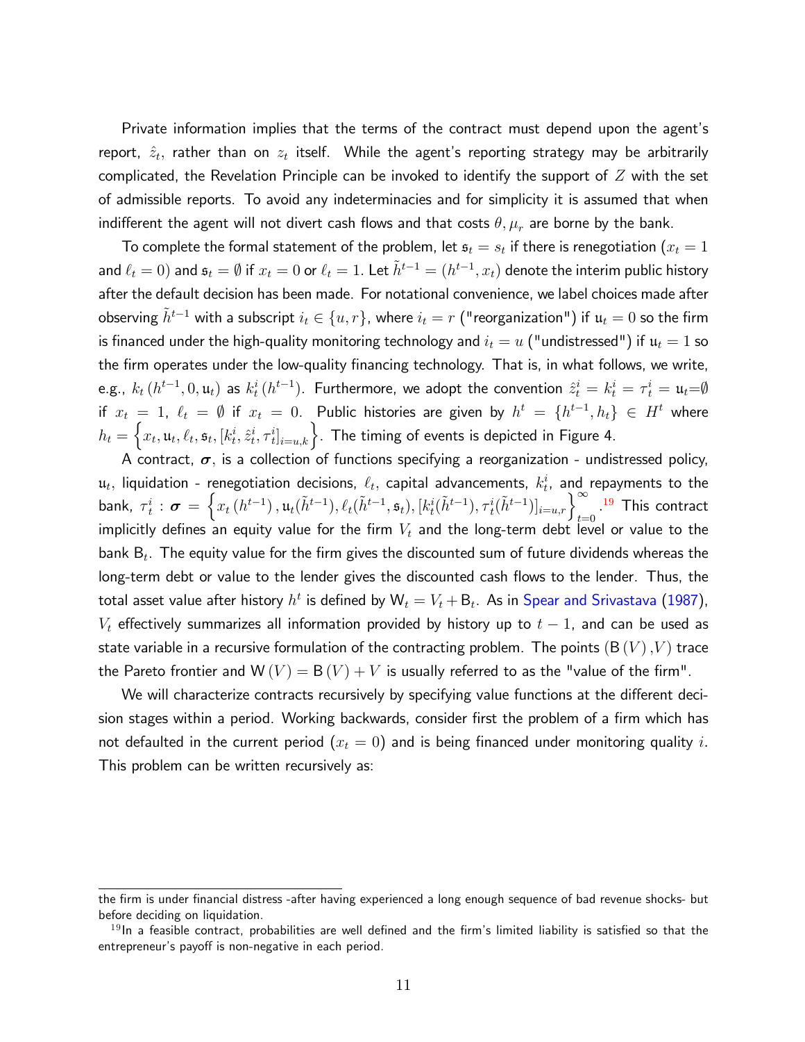Private information implies that the terms of the contract must depend upon the agent's report, $\hat{z}_t$, rather than on $z_t$ itself. While the agent's reporting strategy may be arbitrarily complicated, the Revelation Principle can be invoked to identify the support of $Z$ with the set of admissible reports. To avoid any indeterminacies and for simplicity it is assumed that when indifferent the agent will not divert cash flows and that costs $\theta, \mu_r$ are borne by the bank.

To complete the formal statement of the problem, let $\mathfrak{s}_t = s_t$ if there is renegotiation ($x_t = 1$ and $\ell_t = 0$) and $\mathfrak{s}_t = \emptyset$ if $x_t = 0$ or $\ell_t = 1$. Let $\tilde{h}^{t-1} = (h^{t-1}, x_t)$ denote the interim public history after the default decision has been made. For notational convenience, we label choices made after observing $\tilde{h}^{t-1}$ with a subscript $i_t \in \{u, r\}$, where $i_t = r$ ("reorganization") if $\mathfrak{u}_t = 0$ so the firm is financed under the high-quality monitoring technology and $i_t = u$ ("undistressed") if $\mathfrak{u}_t = 1$ so the firm operates under the low-quality financing technology. That is, in what follows, we write, e.g., $k_t\left(h^{t-1}, 0, \mathfrak{u}_t\right)$ as $k_t^i\left(h^{t-1}\right)$. Furthermore, we adopt the convention $\hat{z}_t^i = k_t^i = \tau_t^i = \mathfrak{u}_t = \emptyset$ if $x_t = 1$, $\ell_t = \emptyset$ if $x_t = 0$. Public histories are given by $h^t = \{h^{t-1}, h_t\} \in H^t$ where $h_t = \left\{x_t, \mathfrak{u}_t, \ell_t, \mathfrak{s}_t, [k_t^i, \hat{z}_t^i, \tau_t^i]_{i=u,k}\right\}$. The timing of events is depicted in Figure 4.

A contract, $\boldsymbol{\sigma}$, is a collection of functions specifying a reorganization - undistressed policy, $\mathfrak{u}_t$, liquidation - renegotiation decisions, $\ell_t$, capital advancements, $k_t^i$, and repayments to the bank, $\tau_t^i$ : $\boldsymbol{\sigma} = \left\{x_t\left(h^{t-1}\right), \mathfrak{u}_t(\tilde{h}^{t-1}), \ell_t(\tilde{h}^{t-1}, \mathfrak{s}_t), [k_t^i(\tilde{h}^{t-1}), \tau_t^i(\tilde{h}^{t-1})]_{i=u,r}\right\}_{t=0}^{\infty}$.[19] This contract implicitly defines an equity value for the firm $V_t$ and the long-term debt level or value to the bank $\mathsf{B}_t$. The equity value for the firm gives the discounted sum of future dividends whereas the long-term debt or value to the lender gives the discounted cash flows to the lender. Thus, the total asset value after history $h^t$ is defined by $\mathsf{W}_t = V_t + \mathsf{B}_t$. As in Spear and Srivastava (1987), $V_t$ effectively summarizes all information provided by history up to $t-1$, and can be used as state variable in a recursive formulation of the contracting problem. The points $\left(\mathsf{B}\left(V\right), V\right)$ trace the Pareto frontier and $\mathsf{W}\left(V\right) = \mathsf{B}\left(V\right) + V$ is usually referred to as the "value of the firm".

We will characterize contracts recursively by specifying value functions at the different decision stages within a period. Working backwards, consider first the problem of a firm which has not defaulted in the current period ($x_t = 0$) and is being financed under monitoring quality $i$. This problem can be written recursively as:

---

the firm is under financial distress -after having experienced a long enough sequence of bad revenue shocks- but before deciding on liquidation.

[19] In a feasible contract, probabilities are well defined and the firm's limited liability is satisfied so that the entrepreneur's payoff is non-negative in each period.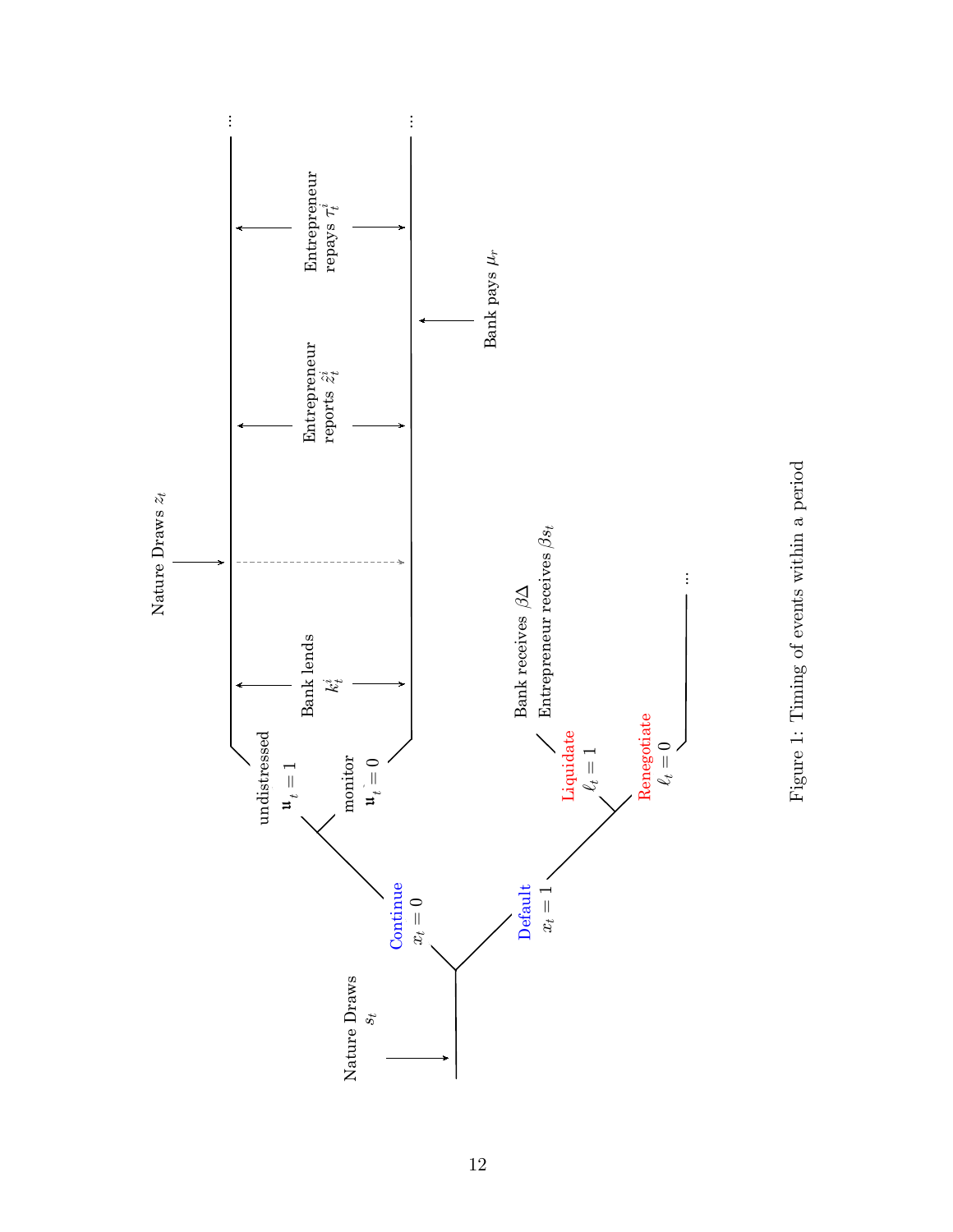Nature Draws $s_t$

Continue $x_t = 0$

undistressed $u_t = 1$

monitor $u_t = 0$

Bank lends $k_t^i$

Nature Draws $z_t$

Entrepreneur reports $\hat{z}_t^i$

Bank pays $\mu_r$

Entrepreneur repays $\tau_t^i$

...

Default $x_t = 1$

Liquidate $\ell_t = 1$

Bank receives $\beta\Delta$
Entrepreneur receives $\beta s_t$

Renegotiate $\ell_t = 0$

...

Figure 1: Timing of events within a period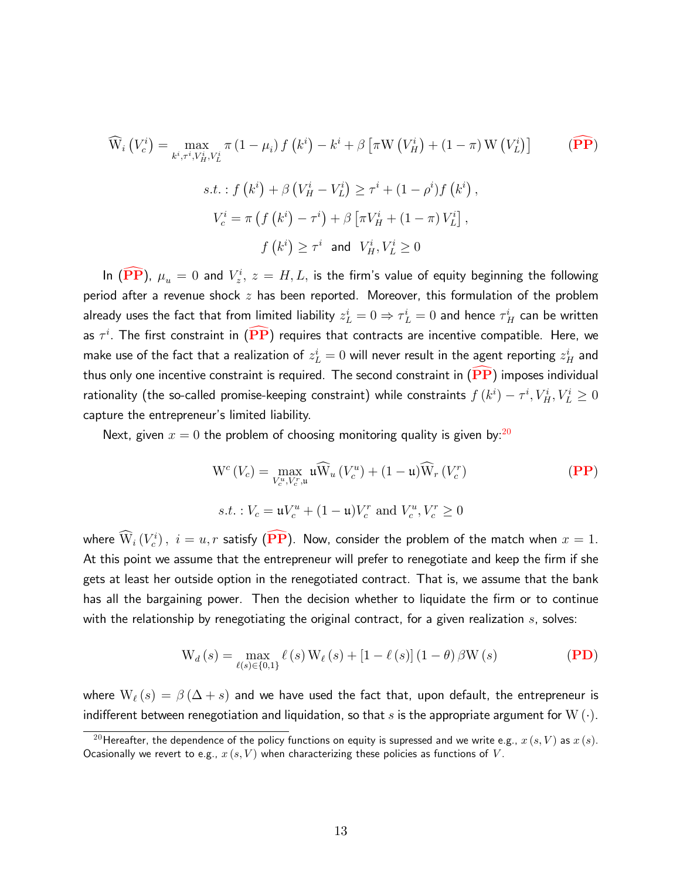$$
\widehat{\mathrm{W}}_i\left(V_c^i\right) = \max_{k^i,\tau^i,V_H^i,V_L^i} \pi\left(1-\mu_i\right) f\left(k^i\right) - k^i + \beta\left[\pi \mathrm{W}\left(V_H^i\right) + \left(1-\pi\right)\mathrm{W}\left(V_L^i\right)\right] \qquad (\widehat{\mathbf{PP}})
$$

$$
s.t.: f\left(k^i\right) + \beta\left(V_H^i - V_L^i\right) \geq \tau^i + (1-\rho^i) f\left(k^i\right),
$$

$$
V_c^i = \pi\left(f\left(k^i\right) - \tau^i\right) + \beta\left[\pi V_H^i + \left(1-\pi\right) V_L^i\right],
$$

$$
f\left(k^i\right) \geq \tau^i \text{ and } V_H^i, V_L^i \geq 0
$$

In ($\widehat{\mathbf{PP}}$), $\mu_u = 0$ and $V_z^i$, $z = H, L$, is the firm's value of equity beginning the following period after a revenue shock $z$ has been reported. Moreover, this formulation of the problem already uses the fact that from limited liability $z_L^i = 0 \Rightarrow \tau_L^i = 0$ and hence $\tau_H^i$ can be written as $\tau^i$. The first constraint in ($\widehat{\mathbf{PP}}$) requires that contracts are incentive compatible. Here, we make use of the fact that a realization of $z_L^i = 0$ will never result in the agent reporting $z_H^i$ and thus only one incentive constraint is required. The second constraint in ($\widehat{\mathbf{PP}}$) imposes individual rationality (the so-called promise-keeping constraint) while constraints $f\left(k^i\right) - \tau^i, V_H^i, V_L^i \geq 0$ capture the entrepreneur's limited liability.

Next, given $x = 0$ the problem of choosing monitoring quality is given by:[20]

$$
\mathrm{W}^c\left(V_c\right) = \max_{V_c^u, V_c^r, \mathfrak{u}} \mathfrak{u}\widehat{\mathrm{W}}_u\left(V_c^u\right) + (1-\mathfrak{u})\widehat{\mathrm{W}}_r\left(V_c^r\right) \qquad (\mathbf{PP})
$$

$$
s.t.: V_c = \mathfrak{u} V_c^u + (1-\mathfrak{u}) V_c^r \text{ and } V_c^u, V_c^r \geq 0
$$

where $\widehat{\mathrm{W}}_i\left(V_c^i\right),\ i = u, r$ satisfy ($\widehat{\mathbf{PP}}$). Now, consider the problem of the match when $x = 1$. At this point we assume that the entrepreneur will prefer to renegotiate and keep the firm if she gets at least her outside option in the renegotiated contract. That is, we assume that the bank has all the bargaining power. Then the decision whether to liquidate the firm or to continue with the relationship by renegotiating the original contract, for a given realization $s$, solves:

$$
\mathrm{W}_d\left(s\right) = \max_{\ell(s)\in\{0,1\}} \ell\left(s\right)\mathrm{W}_\ell\left(s\right) + \left[1-\ell\left(s\right)\right]\left(1-\theta\right)\beta\mathrm{W}\left(s\right) \qquad (\mathbf{PD})
$$

where $\mathrm{W}_\ell\left(s\right) = \beta\left(\Delta + s\right)$ and we have used the fact that, upon default, the entrepreneur is indifferent between renegotiation and liquidation, so that $s$ is the appropriate argument for $\mathrm{W}\left(\cdot\right)$.

[20] Hereafter, the dependence of the policy functions on equity is supressed and we write e.g., $x\left(s,V\right)$ as $x\left(s\right)$. Ocasionally we revert to e.g., $x\left(s,V\right)$ when characterizing these policies as functions of $V$.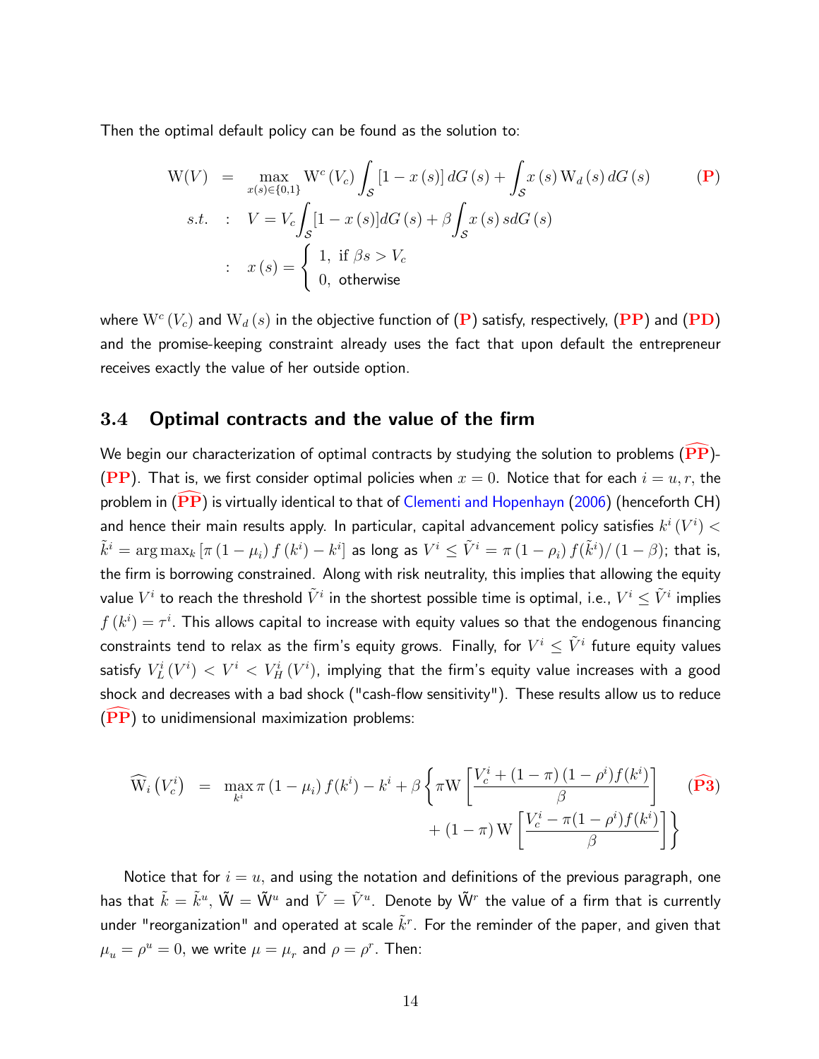Then the optimal default policy can be found as the solution to:

$$
\begin{aligned}
\mathrm{W}(V) &= \max_{x(s)\in\{0,1\}} \mathrm{W}^c(V_c)\int_{\mathcal{S}}[1-x(s)]\,dG(s) + \int_{\mathcal{S}} x(s)\,\mathrm{W}_d(s)\,dG(s) \qquad \textbf{(P)}\\
s.t. \quad &: \quad V = V_c\int_{\mathcal{S}}[1-x(s)]dG(s) + \beta\int_{\mathcal{S}} x(s)\,s\,dG(s)\\
&: \quad x(s) = \begin{cases} 1, & \text{if } \beta s > V_c \\ 0, & \text{otherwise} \end{cases}
\end{aligned}
$$

where $\mathrm{W}^c(V_c)$ and $\mathrm{W}_d(s)$ in the objective function of **(P)** satisfy, respectively, **(PP)** and **(PD)** and the promise-keeping constraint already uses the fact that upon default the entrepreneur receives exactly the value of her outside option.

## 3.4 Optimal contracts and the value of the firm

We begin our characterization of optimal contracts by studying the solution to problems ($\widehat{\mathbf{PP}}$)-(**PP**). That is, we first consider optimal policies when $x = 0$. Notice that for each $i = u, r$, the problem in ($\widehat{\mathbf{PP}}$) is virtually identical to that of Clementi and Hopenhayn (2006) (henceforth CH) and hence their main results apply. In particular, capital advancement policy satisfies $k^i(V^i) < \tilde{k}^i = \arg\max_k [\pi(1-\mu_i) f(k^i) - k^i]$ as long as $V^i \le \tilde{V}^i = \pi(1-\rho_i) f(\tilde{k}^i)/(1-\beta)$; that is, the firm is borrowing constrained. Along with risk neutrality, this implies that allowing the equity value $V^i$ to reach the threshold $\tilde{V}^i$ in the shortest possible time is optimal, i.e., $V^i \le \tilde{V}^i$ implies $f(k^i) = \tau^i$. This allows capital to increase with equity values so that the endogenous financing constraints tend to relax as the firm's equity grows. Finally, for $V^i \le \tilde{V}^i$ future equity values satisfy $V_L^i(V^i) < V^i < V_H^i(V^i)$, implying that the firm's equity value increases with a good shock and decreases with a bad shock ("cash-flow sensitivity"). These results allow us to reduce ($\widehat{\mathbf{PP}}$) to unidimensional maximization problems:

$$
\widehat{\mathrm{W}}_i(V_c^i) = \max_{k^i} \pi(1-\mu_i) f(k^i) - k^i + \beta\left\{\pi \mathrm{W}\left[\frac{V_c^i + (1-\pi)(1-\rho^i) f(k^i)}{\beta}\right] + (1-\pi)\mathrm{W}\left[\frac{V_c^i - \pi(1-\rho^i) f(k^i)}{\beta}\right]\right\} \qquad (\widehat{\mathbf{P3}})
$$

Notice that for $i = u$, and using the notation and definitions of the previous paragraph, one has that $\tilde{k} = \tilde{k}^u$, $\tilde{\mathrm{W}} = \tilde{\mathrm{W}}^u$ and $\tilde{V} = \tilde{V}^u$. Denote by $\tilde{\mathrm{W}}^r$ the value of a firm that is currently under "reorganization" and operated at scale $\tilde{k}^r$. For the reminder of the paper, and given that $\mu_u = \rho^u = 0$, we write $\mu = \mu_r$ and $\rho = \rho^r$. Then: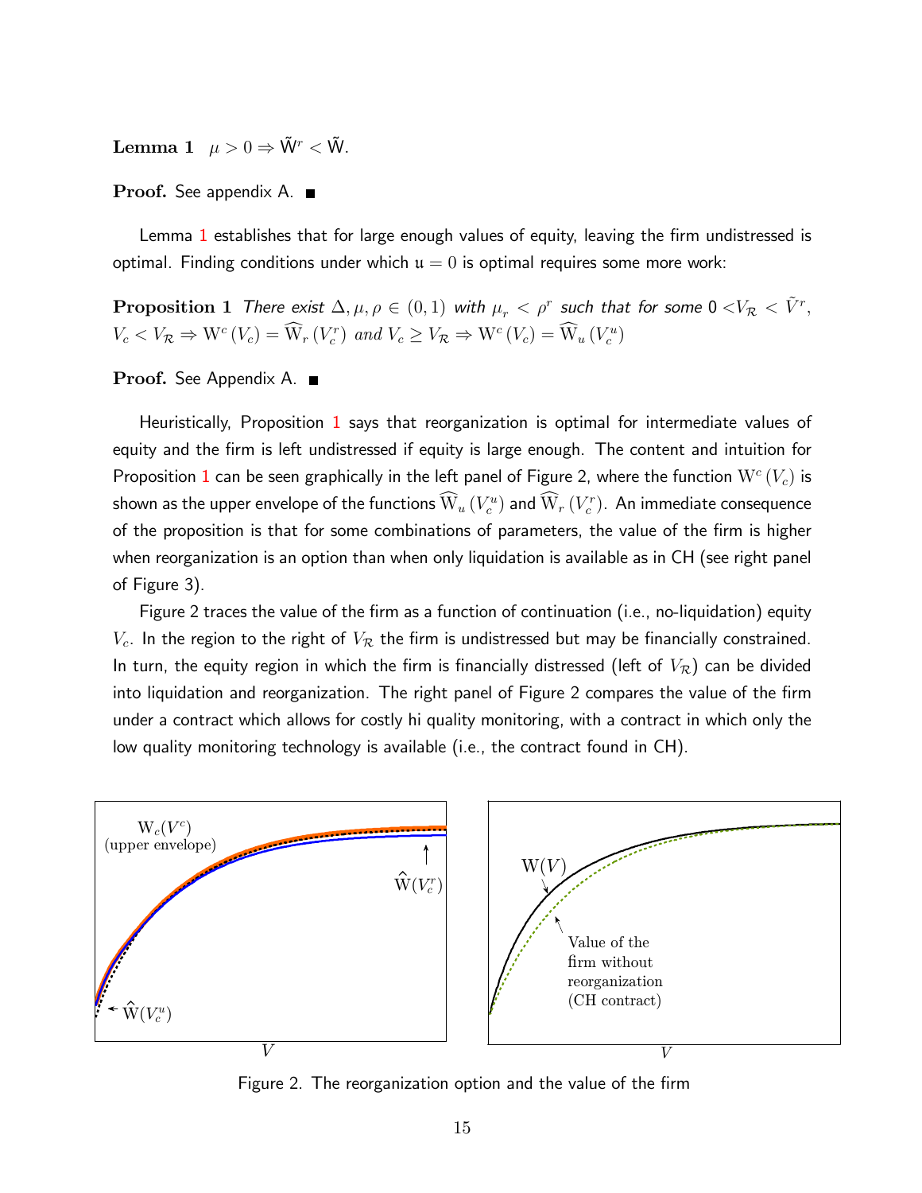**Lemma 1** $\mu > 0 \Rightarrow \tilde{\mathrm{W}}^r < \tilde{\mathrm{W}}$.

**Proof.** See appendix A. ■

Lemma 1 establishes that for large enough values of equity, leaving the firm undistressed is optimal. Finding conditions under which $\mathfrak{u} = 0$ is optimal requires some more work:

**Proposition 1** *There exist* $\Delta, \mu, \rho \in (0, 1)$ *with* $\mu_r < \rho^r$ *such that for some* $0 < V_{\mathcal{R}} < \tilde{V}^r$, $V_c < V_{\mathcal{R}} \Rightarrow \mathrm{W}^c(V_c) = \widehat{\mathrm{W}}_r(V_c^r)$ *and* $V_c \geq V_{\mathcal{R}} \Rightarrow \mathrm{W}^c(V_c) = \widehat{\mathrm{W}}_u(V_c^u)$

**Proof.** See Appendix A. ■

Heuristically, Proposition 1 says that reorganization is optimal for intermediate values of equity and the firm is left undistressed if equity is large enough. The content and intuition for Proposition 1 can be seen graphically in the left panel of Figure 2, where the function $\mathrm{W}^c(V_c)$ is shown as the upper envelope of the functions $\widehat{\mathrm{W}}_u(V_c^u)$ and $\widehat{\mathrm{W}}_r(V_c^r)$. An immediate consequence of the proposition is that for some combinations of parameters, the value of the firm is higher when reorganization is an option than when only liquidation is available as in CH (see right panel of Figure 3).

Figure 2 traces the value of the firm as a function of continuation (i.e., no-liquidation) equity $V_c$. In the region to the right of $V_{\mathcal{R}}$ the firm is undistressed but may be financially constrained. In turn, the equity region in which the firm is financially distressed (left of $V_{\mathcal{R}}$) can be divided into liquidation and reorganization. The right panel of Figure 2 compares the value of the firm under a contract which allows for costly hi quality monitoring, with a contract in which only the low quality monitoring technology is available (i.e., the contract found in CH).

Figure 2. The reorganization option and the value of the firm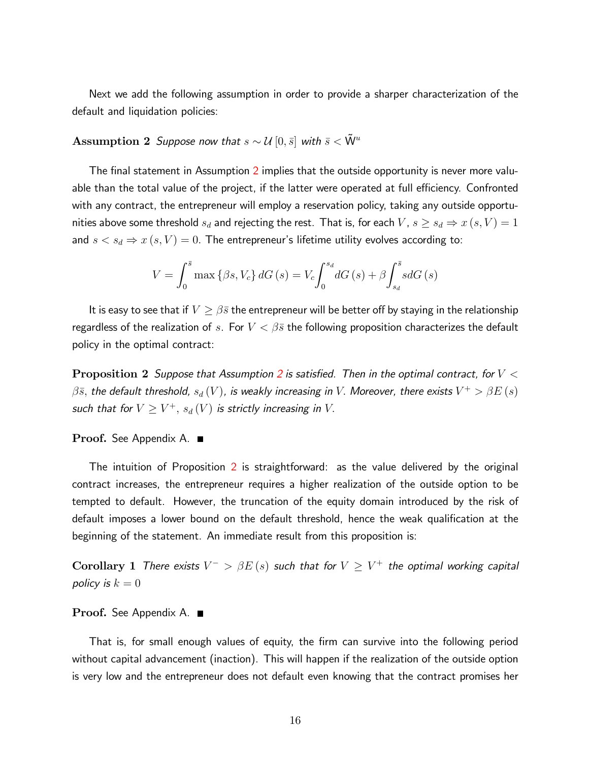Next we add the following assumption in order to provide a sharper characterization of the default and liquidation policies:

**Assumption 2** *Suppose now that $s \sim \mathcal{U}[0, \bar{s}]$ with $\bar{s} < \tilde{\mathsf{W}}^u$*

The final statement in Assumption 2 implies that the outside opportunity is never more valuable than the total value of the project, if the latter were operated at full efficiency. Confronted with any contract, the entrepreneur will employ a reservation policy, taking any outside opportunities above some threshold $s_d$ and rejecting the rest. That is, for each $V$, $s \geq s_d \Rightarrow x(s, V) = 1$ and $s < s_d \Rightarrow x(s, V) = 0$. The entrepreneur's lifetime utility evolves according to:

$$V = \int_0^{\bar{s}} \max\{\beta s, V_c\}\, dG(s) = V_c \int_0^{s_d} dG(s) + \beta \int_{s_d}^{\bar{s}} s dG(s)$$

It is easy to see that if $V \geq \beta\bar{s}$ the entrepreneur will be better off by staying in the relationship regardless of the realization of $s$. For $V < \beta\bar{s}$ the following proposition characterizes the default policy in the optimal contract:

**Proposition 2** *Suppose that Assumption 2 is satisfied. Then in the optimal contract, for $V < \beta\bar{s}$, the default threshold, $s_d(V)$, is weakly increasing in $V$. Moreover, there exists $V^+ > \beta E(s)$ such that for $V \geq V^+$, $s_d(V)$ is strictly increasing in $V$.*

**Proof.** See Appendix A. ∎

The intuition of Proposition 2 is straightforward: as the value delivered by the original contract increases, the entrepreneur requires a higher realization of the outside option to be tempted to default. However, the truncation of the equity domain introduced by the risk of default imposes a lower bound on the default threshold, hence the weak qualification at the beginning of the statement. An immediate result from this proposition is:

**Corollary 1** *There exists $V^- > \beta E(s)$ such that for $V \geq V^+$ the optimal working capital policy is $k = 0$*

**Proof.** See Appendix A. ∎

That is, for small enough values of equity, the firm can survive into the following period without capital advancement (inaction). This will happen if the realization of the outside option is very low and the entrepreneur does not default even knowing that the contract promises her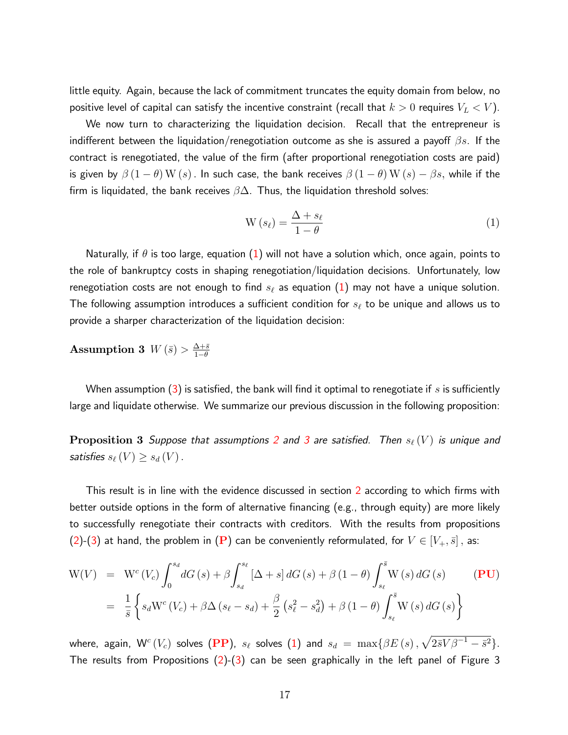little equity. Again, because the lack of commitment truncates the equity domain from below, no positive level of capital can satisfy the incentive constraint (recall that $k > 0$ requires $V_L < V$).

We now turn to characterizing the liquidation decision. Recall that the entrepreneur is indifferent between the liquidation/renegotiation outcome as she is assured a payoff $\beta s$. If the contract is renegotiated, the value of the firm (after proportional renegotiation costs are paid) is given by $\beta(1-\theta)\mathrm{W}(s)$. In such case, the bank receives $\beta(1-\theta)\mathrm{W}(s) - \beta s$, while if the firm is liquidated, the bank receives $\beta\Delta$. Thus, the liquidation threshold solves:

$$\mathrm{W}(s_\ell) = \frac{\Delta + s_\ell}{1-\theta} \tag{1}$$

Naturally, if $\theta$ is too large, equation (1) will not have a solution which, once again, points to the role of bankruptcy costs in shaping renegotiation/liquidation decisions. Unfortunately, low renegotiation costs are not enough to find $s_\ell$ as equation (1) may not have a unique solution. The following assumption introduces a sufficient condition for $s_\ell$ to be unique and allows us to provide a sharper characterization of the liquidation decision:

**Assumption 3** $W(\bar{s}) > \frac{\Delta + \bar{s}}{1-\theta}$

When assumption (3) is satisfied, the bank will find it optimal to renegotiate if $s$ is sufficiently large and liquidate otherwise. We summarize our previous discussion in the following proposition:

**Proposition 3** *Suppose that assumptions 2 and 3 are satisfied. Then $s_\ell(V)$ is unique and satisfies $s_\ell(V) \geq s_d(V)$.*

This result is in line with the evidence discussed in section 2 according to which firms with better outside options in the form of alternative financing (e.g., through equity) are more likely to successfully renegotiate their contracts with creditors. With the results from propositions (2)-(3) at hand, the problem in (**P**) can be conveniently reformulated, for $V \in [V_+, \bar{s}]$, as:

$$\begin{aligned}
\mathrm{W}(V) &= \mathrm{W}^c(V_c)\int_0^{s_d} dG(s) + \beta\int_{s_d}^{s_\ell}[\Delta + s]\,dG(s) + \beta(1-\theta)\int_{s_\ell}^{\bar{s}}\mathrm{W}(s)\,dG(s) \qquad (\mathbf{PU}) \\
&= \frac{1}{\bar{s}}\left\{s_d\mathrm{W}^c(V_c) + \beta\Delta(s_\ell - s_d) + \frac{\beta}{2}\left(s_\ell^2 - s_d^2\right) + \beta(1-\theta)\int_{s_\ell}^{\bar{s}}\mathrm{W}(s)\,dG(s)\right\}
\end{aligned}$$

where, again, $\mathrm{W}^c(V_c)$ solves (**PP**), $s_\ell$ solves (1) and $s_d = \max\{\beta E(s), \sqrt{2\bar{s}V\beta^{-1} - \bar{s}^2}\}$. The results from Propositions (2)-(3) can be seen graphically in the left panel of Figure 3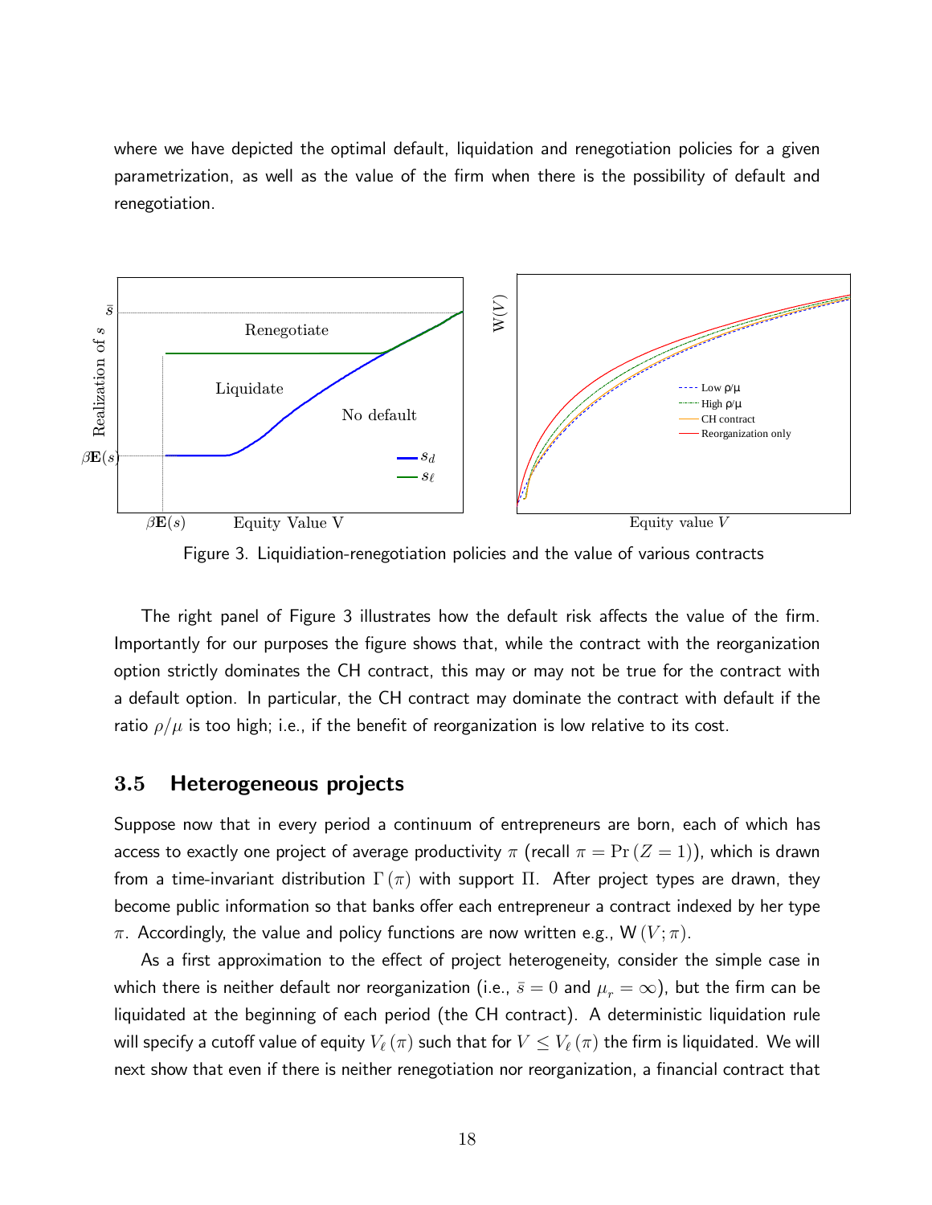where we have depicted the optimal default, liquidation and renegotiation policies for a given parametrization, as well as the value of the firm when there is the possibility of default and renegotiation.

Figure 3. Liquidiation-renegotiation policies and the value of various contracts

The right panel of Figure 3 illustrates how the default risk affects the value of the firm. Importantly for our purposes the figure shows that, while the contract with the reorganization option strictly dominates the CH contract, this may or may not be true for the contract with a default option. In particular, the CH contract may dominate the contract with default if the ratio $\rho/\mu$ is too high; i.e., if the benefit of reorganization is low relative to its cost.

### 3.5 Heterogeneous projects

Suppose now that in every period a continuum of entrepreneurs are born, each of which has access to exactly one project of average productivity $\pi$ (recall $\pi = \Pr(Z = 1)$), which is drawn from a time-invariant distribution $\Gamma(\pi)$ with support $\Pi$. After project types are drawn, they become public information so that banks offer each entrepreneur a contract indexed by her type $\pi$. Accordingly, the value and policy functions are now written e.g., $\mathsf{W}(V;\pi)$.

As a first approximation to the effect of project heterogeneity, consider the simple case in which there is neither default nor reorganization (i.e., $\bar{s} = 0$ and $\mu_r = \infty$), but the firm can be liquidated at the beginning of each period (the CH contract). A deterministic liquidation rule will specify a cutoff value of equity $V_\ell(\pi)$ such that for $V \leq V_\ell(\pi)$ the firm is liquidated. We will next show that even if there is neither renegotiation nor reorganization, a financial contract that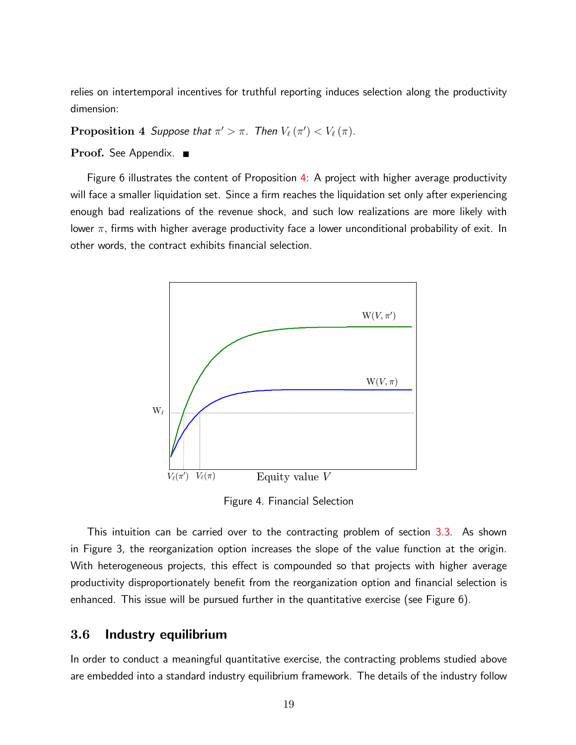relies on intertemporal incentives for truthful reporting induces selection along the productivity dimension:

**Proposition 4** *Suppose that $\pi' > \pi$. Then $V_\ell(\pi') < V_\ell(\pi)$.*

**Proof.** See Appendix. ■

Figure 6 illustrates the content of Proposition 4: A project with higher average productivity will face a smaller liquidation set. Since a firm reaches the liquidation set only after experiencing enough bad realizations of the revenue shock, and such low realizations are more likely with lower $\pi$, firms with higher average productivity face a lower unconditional probability of exit. In other words, the contract exhibits financial selection.

Figure 4. Financial Selection

This intuition can be carried over to the contracting problem of section 3.3. As shown in Figure 3, the reorganization option increases the slope of the value function at the origin. With heterogeneous projects, this effect is compounded so that projects with higher average productivity disproportionately benefit from the reorganization option and financial selection is enhanced. This issue will be pursued further in the quantitative exercise (see Figure 6).

## 3.6 Industry equilibrium

In order to conduct a meaningful quantitative exercise, the contracting problems studied above are embedded into a standard industry equilibrium framework. The details of the industry follow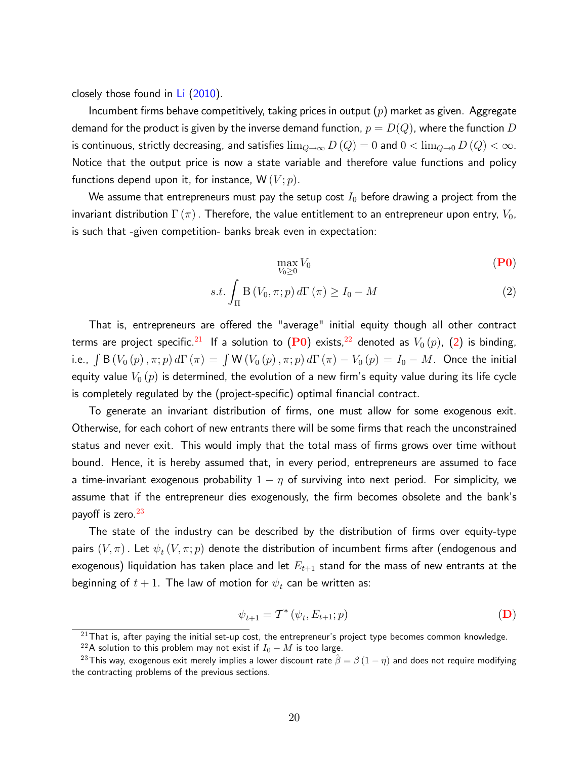closely those found in Li (2010).

Incumbent firms behave competitively, taking prices in output ($p$) market as given. Aggregate demand for the product is given by the inverse demand function, $p = D(Q)$, where the function $D$ is continuous, strictly decreasing, and satisfies $\lim_{Q\to\infty} D(Q) = 0$ and $0 < \lim_{Q\to 0} D(Q) < \infty$. Notice that the output price is now a state variable and therefore value functions and policy functions depend upon it, for instance, $\mathsf{W}(V; p)$.

We assume that entrepreneurs must pay the setup cost $I_0$ before drawing a project from the invariant distribution $\Gamma(\pi)$. Therefore, the value entitlement to an entrepreneur upon entry, $V_0$, is such that -given competition- banks break even in expectation:

$$\max_{V_0 \geq 0} V_0 \tag{P0}$$

$$s.t. \int_{\Pi} \mathsf{B}(V_0, \pi; p)\, d\Gamma(\pi) \geq I_0 - M \tag{2}$$

That is, entrepreneurs are offered the "average" initial equity though all other contract terms are project specific.[21] If a solution to (P0) exists,[22] denoted as $V_0(p)$, (2) is binding, i.e., $\int \mathsf{B}(V_0(p), \pi; p)\, d\Gamma(\pi) = \int \mathsf{W}(V_0(p), \pi; p)\, d\Gamma(\pi) - V_0(p) = I_0 - M$. Once the initial equity value $V_0(p)$ is determined, the evolution of a new firm's equity value during its life cycle is completely regulated by the (project-specific) optimal financial contract.

To generate an invariant distribution of firms, one must allow for some exogenous exit. Otherwise, for each cohort of new entrants there will be some firms that reach the unconstrained status and never exit. This would imply that the total mass of firms grows over time without bound. Hence, it is hereby assumed that, in every period, entrepreneurs are assumed to face a time-invariant exogenous probability $1 - \eta$ of surviving into next period. For simplicity, we assume that if the entrepreneur dies exogenously, the firm becomes obsolete and the bank's payoff is zero.[23]

The state of the industry can be described by the distribution of firms over equity-type pairs $(V, \pi)$. Let $\psi_t(V, \pi; p)$ denote the distribution of incumbent firms after (endogenous and exogenous) liquidation has taken place and let $E_{t+1}$ stand for the mass of new entrants at the beginning of $t+1$. The law of motion for $\psi_t$ can be written as:

$$\psi_{t+1} = \mathcal{T}^*(\psi_t, E_{t+1}; p) \tag{D}$$

[21] That is, after paying the initial set-up cost, the entrepreneur's project type becomes common knowledge.

[22] A solution to this problem may not exist if $I_0 - M$ is too large.

[23] This way, exogenous exit merely implies a lower discount rate $\hat{\beta} = \beta(1 - \eta)$ and does not require modifying the contracting problems of the previous sections.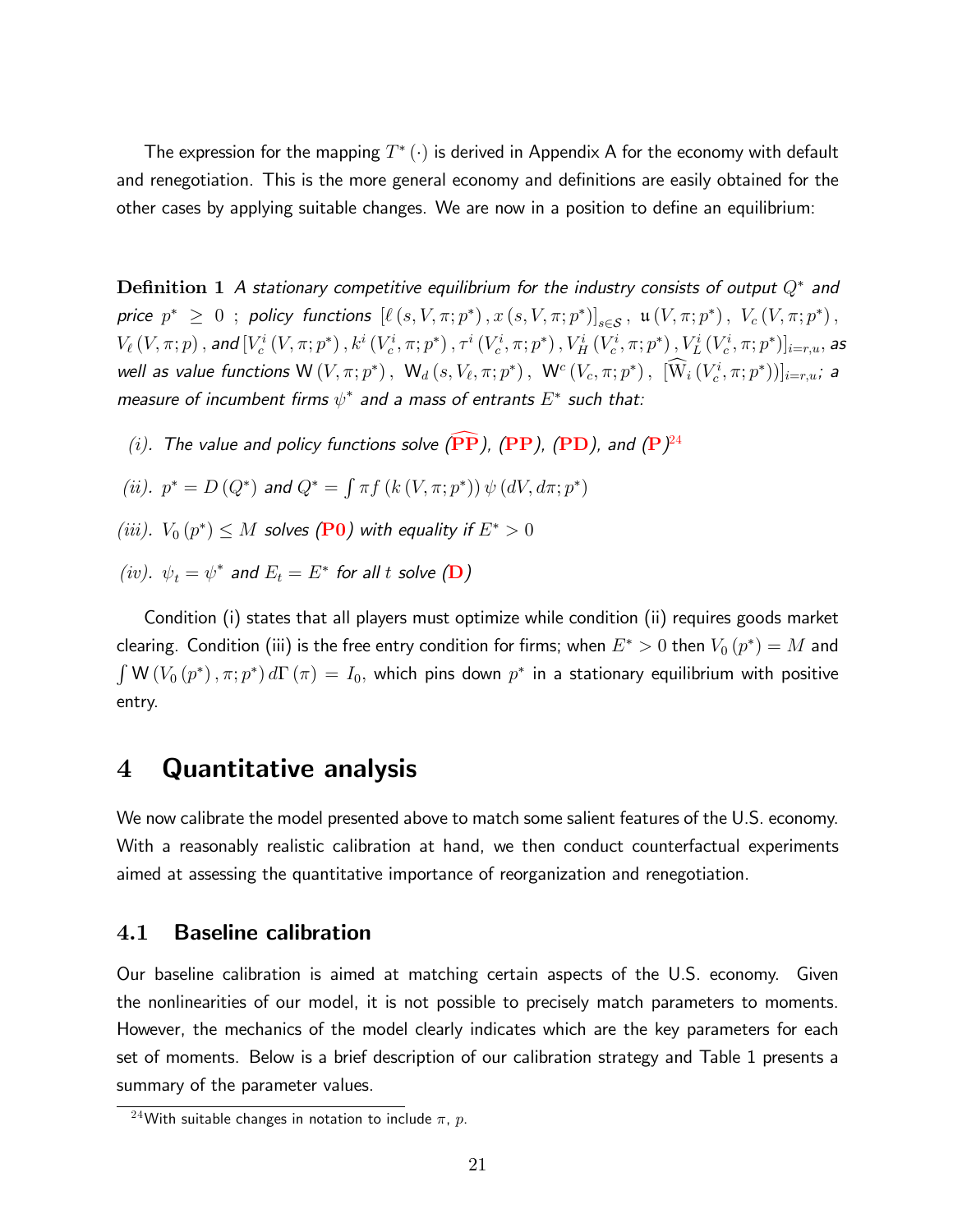The expression for the mapping $T^*(\cdot)$ is derived in Appendix A for the economy with default and renegotiation. This is the more general economy and definitions are easily obtained for the other cases by applying suitable changes. We are now in a position to define an equilibrium:

**Definition 1** *A stationary competitive equilibrium for the industry consists of output $Q^*$ and price $p^* \geq 0$ ; policy functions $[\ell(s, V, \pi; p^*), x(s, V, \pi; p^*)]_{s\in\mathcal{S}}$, $\mathfrak{u}(V, \pi; p^*)$, $V_c(V, \pi; p^*)$, $V_\ell(V, \pi; p)$, and $[V_c^i(V, \pi; p^*), k^i(V_c^i, \pi; p^*), \tau^i(V_c^i, \pi; p^*), V_H^i(V_c^i, \pi; p^*), V_L^i(V_c^i, \pi; p^*)]_{i=r,u}$, as well as value functions $\mathsf{W}(V, \pi; p^*)$, $\mathsf{W}_d(s, V_\ell, \pi; p^*)$, $\mathsf{W}^c(V_c, \pi; p^*)$, $[\widehat{\mathrm{W}}_i(V_c^i, \pi; p^*))]_{i=r,u}$; a measure of incumbent firms $\psi^*$ and a mass of entrants $E^*$ such that:*

*(i). The value and policy functions solve ($\widehat{\mathbf{PP}}$), ($\mathbf{PP}$), ($\mathbf{PD}$), and ($\mathbf{P}$)*[24]

*(ii). $p^* = D(Q^*)$ and $Q^* = \int \pi f(k(V, \pi; p^*)) \psi(dV, d\pi; p^*)$*

*(iii). $V_0(p^*) \leq M$ solves ($\mathbf{P0}$) with equality if $E^* > 0$*

*(iv). $\psi_t = \psi^*$ and $E_t = E^*$ for all $t$ solve ($\mathbf{D}$)*

Condition (i) states that all players must optimize while condition (ii) requires goods market clearing. Condition (iii) is the free entry condition for firms; when $E^* > 0$ then $V_0(p^*) = M$ and $\int \mathsf{W}(V_0(p^*), \pi; p^*) d\Gamma(\pi) = I_0$, which pins down $p^*$ in a stationary equilibrium with positive entry.

# 4 Quantitative analysis

We now calibrate the model presented above to match some salient features of the U.S. economy. With a reasonably realistic calibration at hand, we then conduct counterfactual experiments aimed at assessing the quantitative importance of reorganization and renegotiation.

## 4.1 Baseline calibration

Our baseline calibration is aimed at matching certain aspects of the U.S. economy. Given the nonlinearities of our model, it is not possible to precisely match parameters to moments. However, the mechanics of the model clearly indicates which are the key parameters for each set of moments. Below is a brief description of our calibration strategy and Table 1 presents a summary of the parameter values.

[24] With suitable changes in notation to include $\pi$, $p$.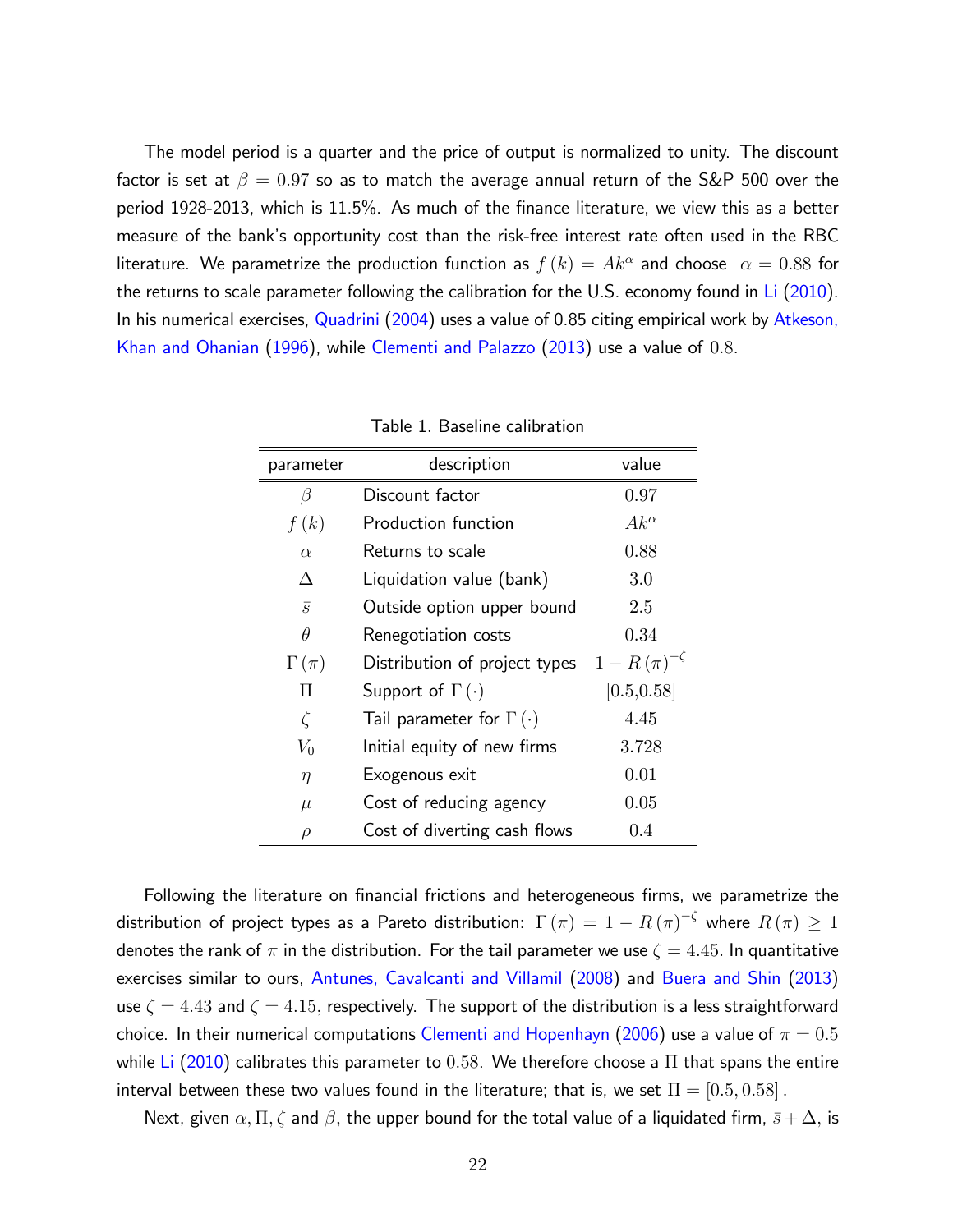The model period is a quarter and the price of output is normalized to unity. The discount factor is set at $\beta = 0.97$ so as to match the average annual return of the S&P 500 over the period 1928-2013, which is 11.5%. As much of the finance literature, we view this as a better measure of the bank's opportunity cost than the risk-free interest rate often used in the RBC literature. We parametrize the production function as $f(k) = Ak^{\alpha}$ and choose $\alpha = 0.88$ for the returns to scale parameter following the calibration for the U.S. economy found in Li (2010). In his numerical exercises, Quadrini (2004) uses a value of 0.85 citing empirical work by Atkeson, Khan and Ohanian (1996), while Clementi and Palazzo (2013) use a value of $0.8$.

Table 1. Baseline calibration

| parameter | description | value |
|---|---|---|
| $\beta$ | Discount factor | $0.97$ |
| $f(k)$ | Production function | $Ak^{\alpha}$ |
| $\alpha$ | Returns to scale | $0.88$ |
| $\Delta$ | Liquidation value (bank) | $3.0$ |
| $\bar{s}$ | Outside option upper bound | $2.5$ |
| $\theta$ | Renegotiation costs | $0.34$ |
| $\Gamma(\pi)$ | Distribution of project types | $1 - R(\pi)^{-\zeta}$ |
| $\Pi$ | Support of $\Gamma(\cdot)$ | $[0.5, 0.58]$ |
| $\zeta$ | Tail parameter for $\Gamma(\cdot)$ | $4.45$ |
| $V_0$ | Initial equity of new firms | $3.728$ |
| $\eta$ | Exogenous exit | $0.01$ |
| $\mu$ | Cost of reducing agency | $0.05$ |
| $\rho$ | Cost of diverting cash flows | $0.4$ |

Following the literature on financial frictions and heterogeneous firms, we parametrize the distribution of project types as a Pareto distribution: $\Gamma(\pi) = 1 - R(\pi)^{-\zeta}$ where $R(\pi) \geq 1$ denotes the rank of $\pi$ in the distribution. For the tail parameter we use $\zeta = 4.45$. In quantitative exercises similar to ours, Antunes, Cavalcanti and Villamil (2008) and Buera and Shin (2013) use $\zeta = 4.43$ and $\zeta = 4.15$, respectively. The support of the distribution is a less straightforward choice. In their numerical computations Clementi and Hopenhayn (2006) use a value of $\pi = 0.5$ while Li (2010) calibrates this parameter to $0.58$. We therefore choose a $\Pi$ that spans the entire interval between these two values found in the literature; that is, we set $\Pi = [0.5, 0.58]$.

Next, given $\alpha, \Pi, \zeta$ and $\beta$, the upper bound for the total value of a liquidated firm, $\bar{s} + \Delta$, is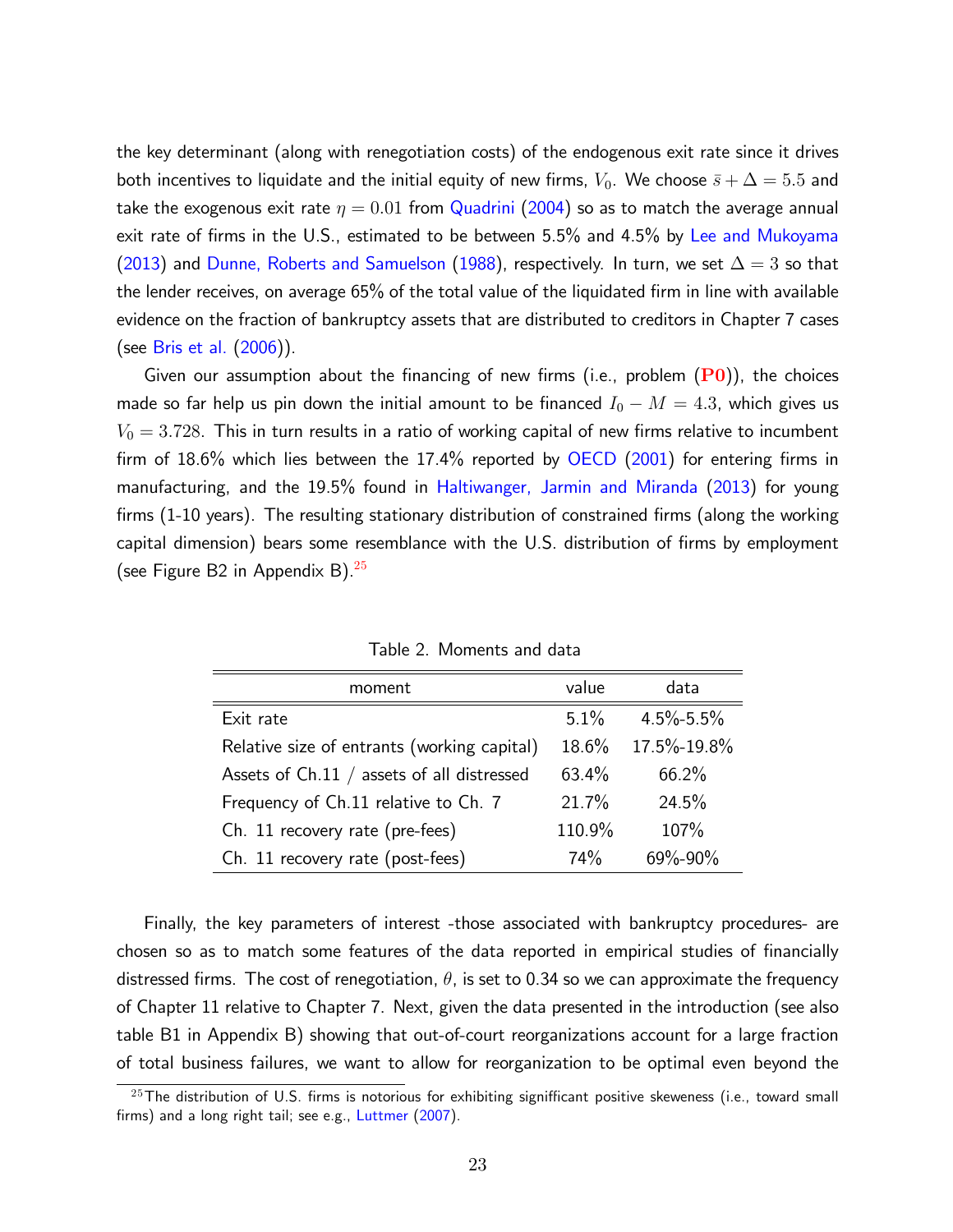the key determinant (along with renegotiation costs) of the endogenous exit rate since it drives both incentives to liquidate and the initial equity of new firms, $V_0$. We choose $\bar{s} + \Delta = 5.5$ and take the exogenous exit rate $\eta = 0.01$ from Quadrini (2004) so as to match the average annual exit rate of firms in the U.S., estimated to be between 5.5% and 4.5% by Lee and Mukoyama (2013) and Dunne, Roberts and Samuelson (1988), respectively. In turn, we set $\Delta = 3$ so that the lender receives, on average 65% of the total value of the liquidated firm in line with available evidence on the fraction of bankruptcy assets that are distributed to creditors in Chapter 7 cases (see Bris et al. (2006)).

Given our assumption about the financing of new firms (i.e., problem (**P0**)), the choices made so far help us pin down the initial amount to be financed $I_0 - M = 4.3$, which gives us $V_0 = 3.728$. This in turn results in a ratio of working capital of new firms relative to incumbent firm of 18.6% which lies between the 17.4% reported by OECD (2001) for entering firms in manufacturing, and the 19.5% found in Haltiwanger, Jarmin and Miranda (2013) for young firms (1-10 years). The resulting stationary distribution of constrained firms (along the working capital dimension) bears some resemblance with the U.S. distribution of firms by employment (see Figure B2 in Appendix B).[25]

Table 2. Moments and data

| moment | value | data |
|---|---|---|
| Exit rate | 5.1% | 4.5%-5.5% |
| Relative size of entrants (working capital) | 18.6% | 17.5%-19.8% |
| Assets of Ch.11 / assets of all distressed | 63.4% | 66.2% |
| Frequency of Ch.11 relative to Ch. 7 | 21.7% | 24.5% |
| Ch. 11 recovery rate (pre-fees) | 110.9% | 107% |
| Ch. 11 recovery rate (post-fees) | 74% | 69%-90% |

Finally, the key parameters of interest -those associated with bankruptcy procedures- are chosen so as to match some features of the data reported in empirical studies of financially distressed firms. The cost of renegotiation, $\theta$, is set to 0.34 so we can approximate the frequency of Chapter 11 relative to Chapter 7. Next, given the data presented in the introduction (see also table B1 in Appendix B) showing that out-of-court reorganizations account for a large fraction of total business failures, we want to allow for reorganization to be optimal even beyond the

[25] The distribution of U.S. firms is notorious for exhibiting signifficant positive skeweness (i.e., toward small firms) and a long right tail; see e.g., Luttmer (2007).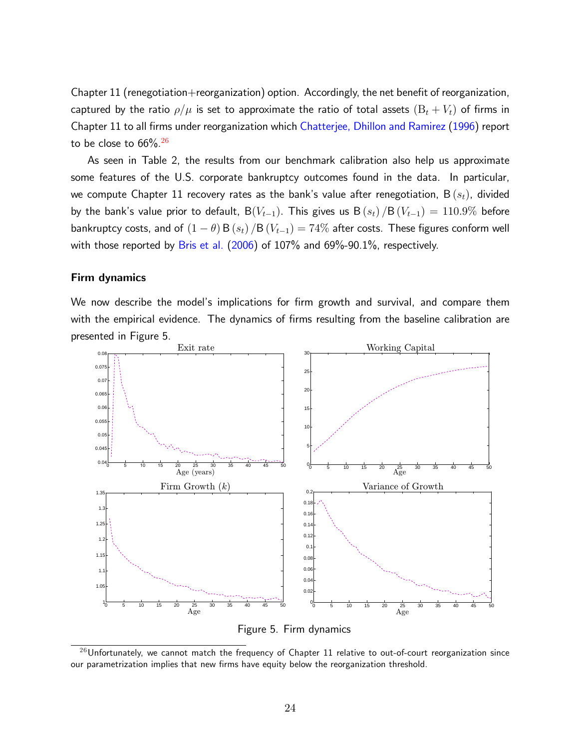Chapter 11 (renegotiation+reorganization) option. Accordingly, the net benefit of reorganization, captured by the ratio $\rho/\mu$ is set to approximate the ratio of total assets $(\mathrm{B}_t + V_t)$ of firms in Chapter 11 to all firms under reorganization which Chatterjee, Dhillon and Ramirez (1996) report to be close to 66%.[26]

As seen in Table 2, the results from our benchmark calibration also help us approximate some features of the U.S. corporate bankruptcy outcomes found in the data. In particular, we compute Chapter 11 recovery rates as the bank's value after renegotiation, $\mathrm{B}(s_t)$, divided by the bank's value prior to default, $\mathrm{B}(V_{t-1})$. This gives us $\mathrm{B}(s_t)/\mathrm{B}(V_{t-1}) = 110.9\%$ before bankruptcy costs, and of $(1-\theta)\,\mathrm{B}(s_t)/\mathrm{B}(V_{t-1}) = 74\%$ after costs. These figures conform well with those reported by Bris et al. (2006) of 107% and 69%-90.1%, respectively.

### Firm dynamics

We now describe the model's implications for firm growth and survival, and compare them with the empirical evidence. The dynamics of firms resulting from the baseline calibration are presented in Figure 5.

Figure 5. Firm dynamics

[26] Unfortunately, we cannot match the frequency of Chapter 11 relative to out-of-court reorganization since our parametrization implies that new firms have equity below the reorganization threshold.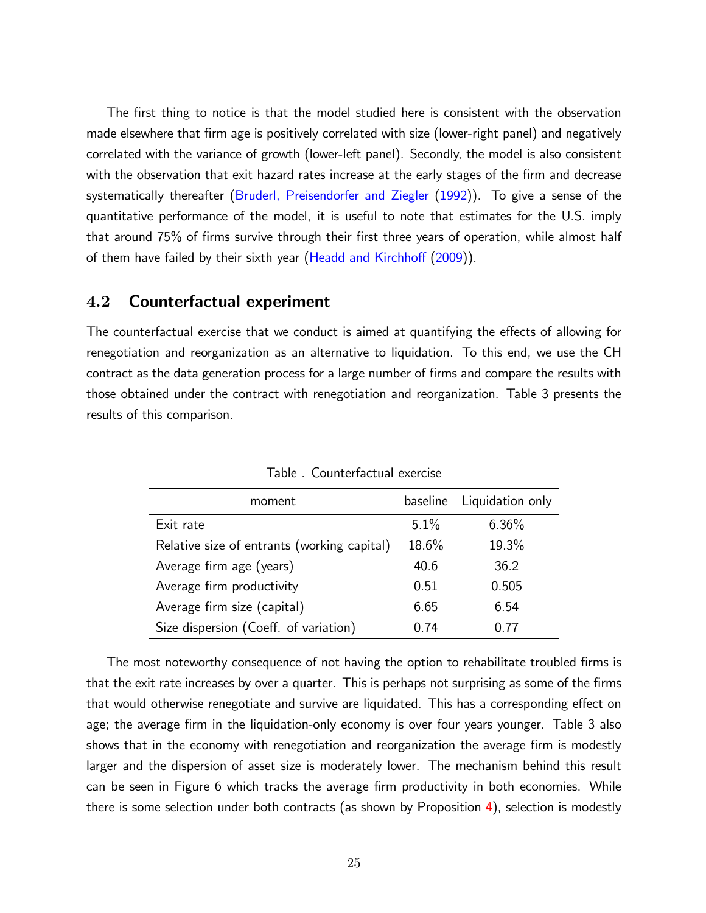The first thing to notice is that the model studied here is consistent with the observation made elsewhere that firm age is positively correlated with size (lower-right panel) and negatively correlated with the variance of growth (lower-left panel). Secondly, the model is also consistent with the observation that exit hazard rates increase at the early stages of the firm and decrease systematically thereafter (Bruderl, Preisendorfer and Ziegler (1992)). To give a sense of the quantitative performance of the model, it is useful to note that estimates for the U.S. imply that around 75% of firms survive through their first three years of operation, while almost half of them have failed by their sixth year (Headd and Kirchhoff (2009)).

## 4.2 Counterfactual experiment

The counterfactual exercise that we conduct is aimed at quantifying the effects of allowing for renegotiation and reorganization as an alternative to liquidation. To this end, we use the CH contract as the data generation process for a large number of firms and compare the results with those obtained under the contract with renegotiation and reorganization. Table 3 presents the results of this comparison.

Table . Counterfactual exercise

| moment | baseline | Liquidation only |
|---|---|---|
| Exit rate | 5.1% | 6.36% |
| Relative size of entrants (working capital) | 18.6% | 19.3% |
| Average firm age (years) | 40.6 | 36.2 |
| Average firm productivity | 0.51 | 0.505 |
| Average firm size (capital) | 6.65 | 6.54 |
| Size dispersion (Coeff. of variation) | 0.74 | 0.77 |

The most noteworthy consequence of not having the option to rehabilitate troubled firms is that the exit rate increases by over a quarter. This is perhaps not surprising as some of the firms that would otherwise renegotiate and survive are liquidated. This has a corresponding effect on age; the average firm in the liquidation-only economy is over four years younger. Table 3 also shows that in the economy with renegotiation and reorganization the average firm is modestly larger and the dispersion of asset size is moderately lower. The mechanism behind this result can be seen in Figure 6 which tracks the average firm productivity in both economies. While there is some selection under both contracts (as shown by Proposition 4), selection is modestly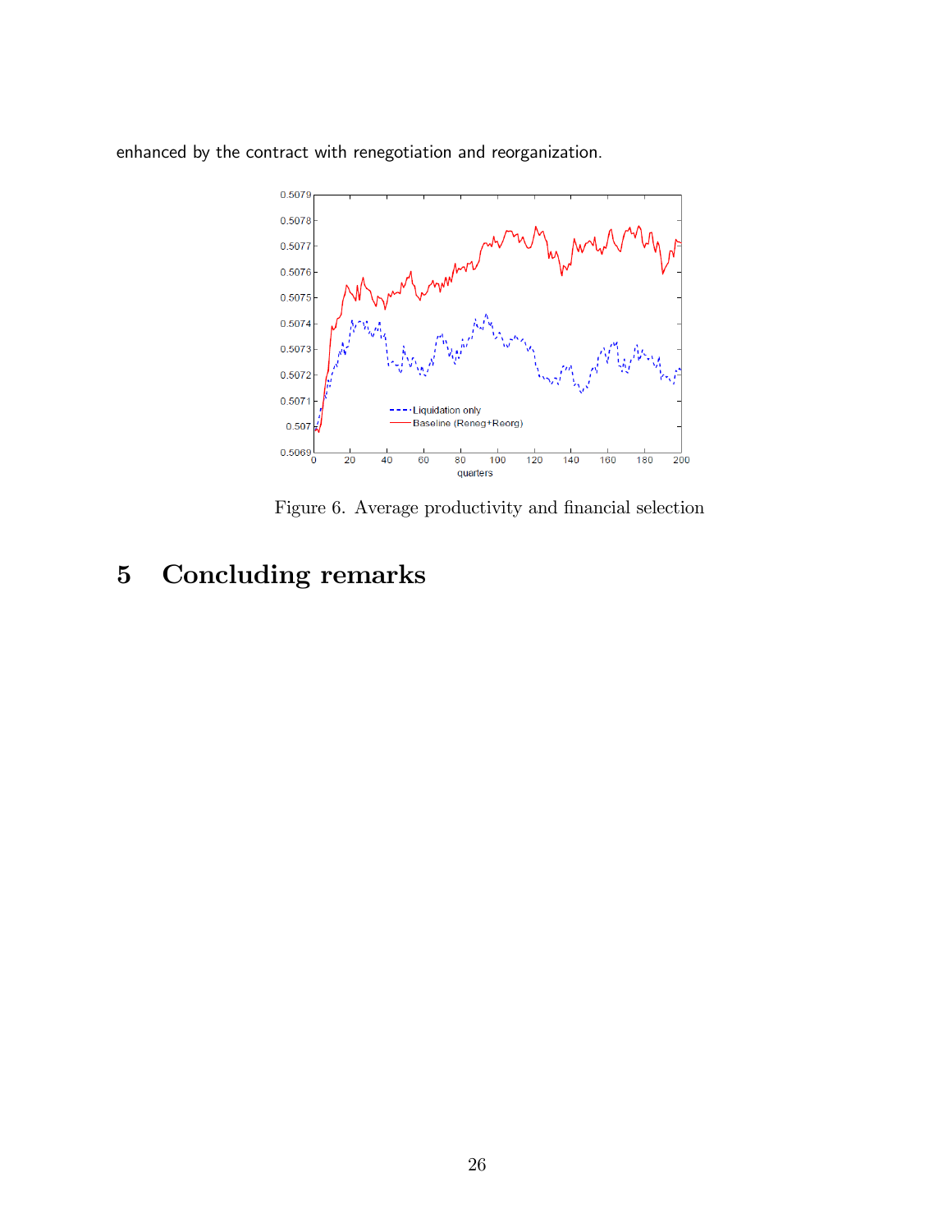enhanced by the contract with renegotiation and reorganization.

Figure 6. Average productivity and financial selection

# 5 Concluding remarks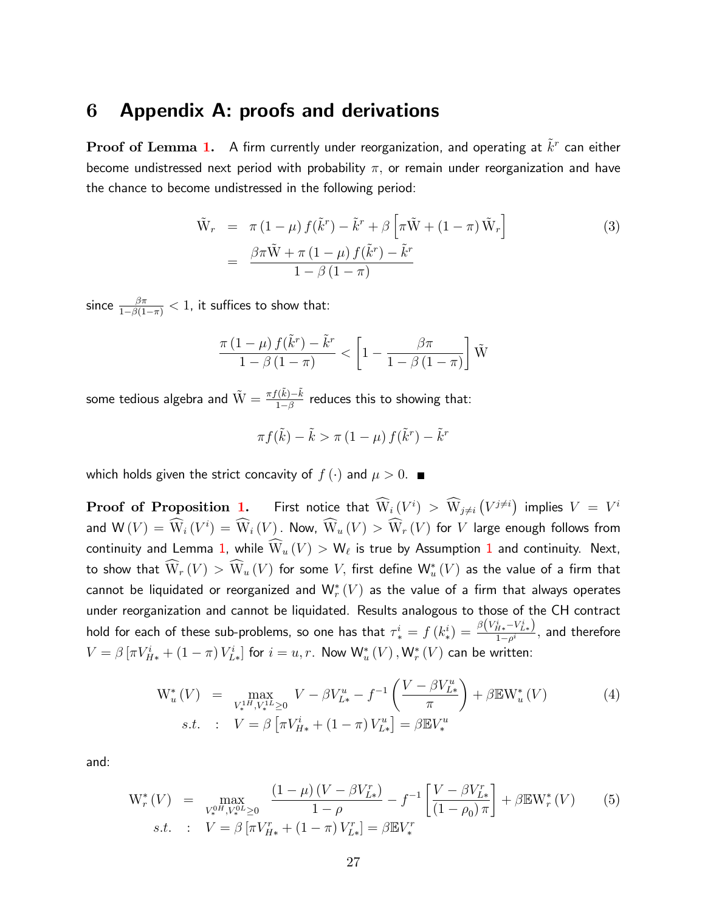# 6 Appendix A: proofs and derivations

**Proof of Lemma 1.** A firm currently under reorganization, and operating at $\tilde{k}^r$ can either become undistressed next period with probability $\pi$, or remain under reorganization and have the chance to become undistressed in the following period:

$$
\begin{aligned}
\tilde{\mathrm{W}}_r &= \pi\left(1-\mu\right)f(\tilde{k}^r)-\tilde{k}^r+\beta\left[\pi\tilde{\mathrm{W}}+\left(1-\pi\right)\tilde{\mathrm{W}}_r\right] \\
&= \frac{\beta\pi\tilde{\mathrm{W}}+\pi\left(1-\mu\right)f(\tilde{k}^r)-\tilde{k}^r}{1-\beta\left(1-\pi\right)}
\end{aligned}
\tag{3}
$$

since $\frac{\beta\pi}{1-\beta(1-\pi)}<1$, it suffices to show that:

$$
\frac{\pi\left(1-\mu\right)f(\tilde{k}^r)-\tilde{k}^r}{1-\beta\left(1-\pi\right)}<\left[1-\frac{\beta\pi}{1-\beta\left(1-\pi\right)}\right]\tilde{\mathrm{W}}
$$

some tedious algebra and $\tilde{\mathrm{W}}=\frac{\pi f(\tilde{k})-\tilde{k}}{1-\beta}$ reduces this to showing that:

$$
\pi f(\tilde{k})-\tilde{k}>\pi\left(1-\mu\right)f(\tilde{k}^r)-\tilde{k}^r
$$

which holds given the strict concavity of $f(\cdot)$ and $\mu>0$. ■

**Proof of Proposition 1.** First notice that $\widehat{\mathrm{W}}_i\left(V^i\right)>\widehat{\mathrm{W}}_{j\neq i}\left(V^{j\neq i}\right)$ implies $V=V^i$ and $\mathrm{W}\left(V\right)=\widehat{\mathrm{W}}_i\left(V^i\right)=\widehat{\mathrm{W}}_i\left(V\right)$. Now, $\widehat{\mathrm{W}}_u\left(V\right)>\widehat{\mathrm{W}}_r\left(V\right)$ for $V$ large enough follows from continuity and Lemma 1, while $\widehat{\mathrm{W}}_u\left(V\right)>\mathrm{W}_\ell$ is true by Assumption 1 and continuity. Next, to show that $\widehat{\mathrm{W}}_r\left(V\right)>\widehat{\mathrm{W}}_u\left(V\right)$ for some $V$, first define $\mathrm{W}_u^*\left(V\right)$ as the value of a firm that cannot be liquidated or reorganized and $\mathrm{W}_r^*\left(V\right)$ as the value of a firm that always operates under reorganization and cannot be liquidated. Results analogous to those of the CH contract hold for each of these sub-problems, so one has that $\tau_*^i=f\left(k_*^i\right)=\frac{\beta\left(V_{H*}^i-V_{L*}^i\right)}{1-\rho^i}$, and therefore $V=\beta\left[\pi V_{H*}^i+\left(1-\pi\right)V_{L*}^i\right]$ for $i=u,r$. Now $\mathrm{W}_u^*\left(V\right),\mathrm{W}_r^*\left(V\right)$ can be written:

$$
\begin{aligned}
\mathrm{W}_u^*\left(V\right) &= \max_{V_*^{1H},V_*^{1L}\geq 0}\; V-\beta V_{L*}^u-f^{-1}\left(\frac{V-\beta V_{L*}^u}{\pi}\right)+\beta\mathbb{E}\mathrm{W}_u^*\left(V\right) \\
s.t. &: \quad V=\beta\left[\pi V_{H*}^i+\left(1-\pi\right)V_{L*}^u\right]=\beta\mathbb{E}V_*^u
\end{aligned}
\tag{4}
$$

and:

$$
\begin{aligned}
\mathrm{W}_r^*\left(V\right) &= \max_{V_*^{0H},V_*^{0L}\geq 0}\; \frac{\left(1-\mu\right)\left(V-\beta V_{L*}^r\right)}{1-\rho}-f^{-1}\left[\frac{V-\beta V_{L*}^r}{\left(1-\rho_0\right)\pi}\right]+\beta\mathbb{E}\mathrm{W}_r^*\left(V\right) \\
s.t. &: \quad V=\beta\left[\pi V_{H*}^r+\left(1-\pi\right)V_{L*}^r\right]=\beta\mathbb{E}V_*^r
\end{aligned}
\tag{5}
$$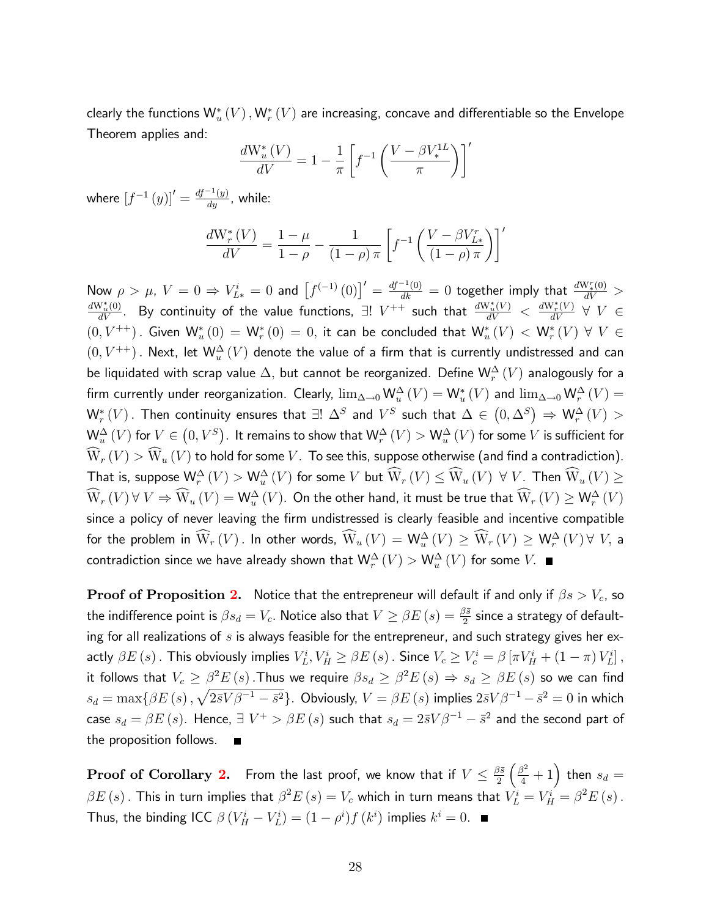clearly the functions $\mathrm{W}_u^*(V), \mathrm{W}_r^*(V)$ are increasing, concave and differentiable so the Envelope Theorem applies and:

$$\frac{d\mathrm{W}_u^*(V)}{dV} = 1 - \frac{1}{\pi}\left[f^{-1}\left(\frac{V - \beta V_*^{1L}}{\pi}\right)\right]'$$

where $\left[f^{-1}(y)\right]' = \frac{df^{-1}(y)}{dy}$, while:

$$\frac{d\mathrm{W}_r^*(V)}{dV} = \frac{1-\mu}{1-\rho} - \frac{1}{(1-\rho)\pi}\left[f^{-1}\left(\frac{V - \beta V_{L*}^r}{(1-\rho)\pi}\right)\right]'$$

Now $\rho > \mu$, $V = 0 \Rightarrow V_{L*}^i = 0$ and $\left[f^{(-1)}(0)\right]' = \frac{df^{-1}(0)}{dk} = 0$ together imply that $\frac{d\mathrm{W}_*^r(0)}{dV} > \frac{d\mathrm{W}_u^*(0)}{dV}$. By continuity of the value functions, $\exists!\ V^{++}$ such that $\frac{d\mathrm{W}_u^*(V)}{dV} < \frac{d\mathrm{W}_r^*(V)}{dV}\ \forall\ V \in (0, V^{++})$. Given $\mathrm{W}_u^*(0) = \mathrm{W}_r^*(0) = 0$, it can be concluded that $\mathrm{W}_u^*(V) < \mathrm{W}_r^*(V)\ \forall\ V \in (0, V^{++})$. Next, let $\mathrm{W}_u^\Delta(V)$ denote the value of a firm that is currently undistressed and can be liquidated with scrap value $\Delta$, but cannot be reorganized. Define $\mathrm{W}_r^\Delta(V)$ analogously for a firm currently under reorganization. Clearly, $\lim_{\Delta\to 0}\mathrm{W}_u^\Delta(V) = \mathrm{W}_u^*(V)$ and $\lim_{\Delta\to 0}\mathrm{W}_r^\Delta(V) = \mathrm{W}_r^*(V)$. Then continuity ensures that $\exists!\ \Delta^S$ and $V^S$ such that $\Delta \in (0, \Delta^S) \Rightarrow \mathrm{W}_r^\Delta(V) > \mathrm{W}_u^\Delta(V)$ for $V \in (0, V^S)$. It remains to show that $\mathrm{W}_r^\Delta(V) > \mathrm{W}_u^\Delta(V)$ for some $V$ is sufficient for $\widehat{\mathrm{W}}_r(V) > \widehat{\mathrm{W}}_u(V)$ to hold for some $V$. To see this, suppose otherwise (and find a contradiction). That is, suppose $\mathrm{W}_r^\Delta(V) > \mathrm{W}_u^\Delta(V)$ for some $V$ but $\widehat{\mathrm{W}}_r(V) \le \widehat{\mathrm{W}}_u(V)\ \forall\ V$. Then $\widehat{\mathrm{W}}_u(V) \ge \widehat{\mathrm{W}}_r(V)\,\forall\ V \Rightarrow \widehat{\mathrm{W}}_u(V) = \mathrm{W}_u^\Delta(V)$. On the other hand, it must be true that $\widehat{\mathrm{W}}_r(V) \ge \mathrm{W}_r^\Delta(V)$ since a policy of never leaving the firm undistressed is clearly feasible and incentive compatible for the problem in $\widehat{\mathrm{W}}_r(V)$. In other words, $\widehat{\mathrm{W}}_u(V) = \mathrm{W}_u^\Delta(V) \ge \widehat{\mathrm{W}}_r(V) \ge \mathrm{W}_r^\Delta(V)\,\forall\ V$, a contradiction since we have already shown that $\mathrm{W}_r^\Delta(V) > \mathrm{W}_u^\Delta(V)$ for some $V$. ■

**Proof of Proposition 2.** Notice that the entrepreneur will default if and only if $\beta s > V_c$, so the indifference point is $\beta s_d = V_c$. Notice also that $V \ge \beta E(s) = \frac{\beta \bar{s}}{2}$ since a strategy of defaulting for all realizations of $s$ is always feasible for the entrepreneur, and such strategy gives her exactly $\beta E(s)$. This obviously implies $V_L^i, V_H^i \ge \beta E(s)$. Since $V_c \ge V_c^i = \beta\left[\pi V_H^i + (1-\pi)V_L^i\right]$, it follows that $V_c \ge \beta^2 E(s)$. Thus we require $\beta s_d \ge \beta^2 E(s) \Rightarrow s_d \ge \beta E(s)$ so we can find $s_d = \max\{\beta E(s), \sqrt{2\bar{s}V\beta^{-1} - \bar{s}^2}\}$. Obviously, $V = \beta E(s)$ implies $2\bar{s}V\beta^{-1} - \bar{s}^2 = 0$ in which case $s_d = \beta E(s)$. Hence, $\exists\ V^+ > \beta E(s)$ such that $s_d = 2\bar{s}V\beta^{-1} - \bar{s}^2$ and the second part of the proposition follows. ■

**Proof of Corollary 2.** From the last proof, we know that if $V \le \frac{\beta \bar{s}}{2}\left(\frac{\beta^2}{4} + 1\right)$ then $s_d = \beta E(s)$. This in turn implies that $\beta^2 E(s) = V_c$ which in turn means that $V_L^i = V_H^i = \beta^2 E(s)$. Thus, the binding ICC $\beta\left(V_H^i - V_L^i\right) = (1-\rho^i)f\left(k^i\right)$ implies $k^i = 0$. ■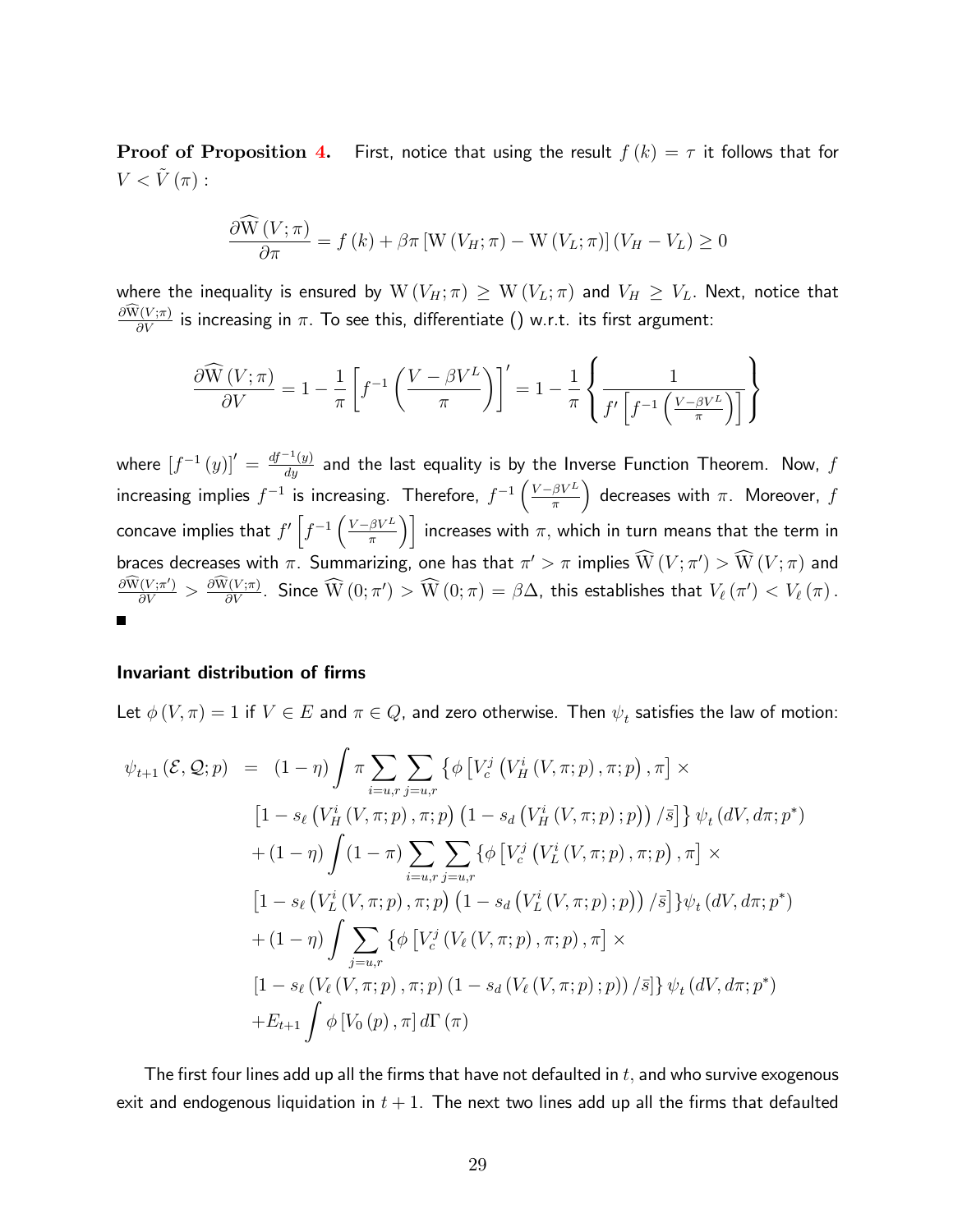**Proof of Proposition 4.** First, notice that using the result $f(k) = \tau$ it follows that for $V < \tilde{V}(\pi)$ :

$$\frac{\partial \widehat{\mathrm{W}}(V;\pi)}{\partial \pi} = f(k) + \beta\pi\left[\mathrm{W}(V_H;\pi) - \mathrm{W}(V_L;\pi)\right](V_H - V_L) \geq 0$$

where the inequality is ensured by $\mathrm{W}(V_H;\pi) \geq \mathrm{W}(V_L;\pi)$ and $V_H \geq V_L$. Next, notice that $\frac{\partial \widehat{\mathrm{W}}(V;\pi)}{\partial V}$ is increasing in $\pi$. To see this, differentiate () w.r.t. its first argument:

$$\frac{\partial \widehat{\mathrm{W}}(V;\pi)}{\partial V} = 1 - \frac{1}{\pi}\left[f^{-1}\left(\frac{V - \beta V^L}{\pi}\right)\right]' = 1 - \frac{1}{\pi}\left\{\frac{1}{f'\left[f^{-1}\left(\frac{V-\beta V^L}{\pi}\right)\right]}\right\}$$

where $\left[f^{-1}(y)\right]' = \frac{df^{-1}(y)}{dy}$ and the last equality is by the Inverse Function Theorem. Now, $f$ increasing implies $f^{-1}$ is increasing. Therefore, $f^{-1}\left(\frac{V-\beta V^L}{\pi}\right)$ decreases with $\pi$. Moreover, $f$ concave implies that $f'\left[f^{-1}\left(\frac{V-\beta V^L}{\pi}\right)\right]$ increases with $\pi$, which in turn means that the term in braces decreases with $\pi$. Summarizing, one has that $\pi' > \pi$ implies $\widehat{\mathrm{W}}(V;\pi') > \widehat{\mathrm{W}}(V;\pi)$ and $\frac{\partial \widehat{\mathrm{W}}(V;\pi')}{\partial V} > \frac{\partial \widehat{\mathrm{W}}(V;\pi)}{\partial V}$. Since $\widehat{\mathrm{W}}(0;\pi') > \widehat{\mathrm{W}}(0;\pi) = \beta\Delta$, this establishes that $V_\ell(\pi') < V_\ell(\pi)$. ∎

### Invariant distribution of firms

Let $\phi(V,\pi) = 1$ if $V \in E$ and $\pi \in Q$, and zero otherwise. Then $\psi_t$ satisfies the law of motion:

$$\begin{aligned}
\psi_{t+1}(\mathcal{E},\mathcal{Q};p) \;=\;& (1-\eta)\int \pi \sum_{i=u,r}\sum_{j=u,r}\left\{\phi\left[V_c^j\left(V_H^i(V,\pi;p),\pi;p\right),\pi\right]\times\right. \\
& \left.\left[1 - s_\ell\left(V_H^i(V,\pi;p),\pi;p\right)\left(1 - s_d\left(V_H^i(V,\pi;p);p\right)\right)/\bar{s}\right]\right\}\psi_t(dV,d\pi;p^*) \\
& + (1-\eta)\int (1-\pi)\sum_{i=u,r}\sum_{j=u,r}\left\{\phi\left[V_c^j\left(V_L^i(V,\pi;p),\pi;p\right),\pi\right]\times\right. \\
& \left.\left[1 - s_\ell\left(V_L^i(V,\pi;p),\pi;p\right)\left(1 - s_d\left(V_L^i(V,\pi;p);p\right)\right)/\bar{s}\right]\right\}\psi_t(dV,d\pi;p^*) \\
& + (1-\eta)\int \sum_{j=u,r}\left\{\phi\left[V_c^j\left(V_\ell(V,\pi;p),\pi;p\right),\pi\right]\times\right. \\
& \left.\left[1 - s_\ell\left(V_\ell(V,\pi;p),\pi;p\right)\left(1 - s_d\left(V_\ell(V,\pi;p);p\right)\right)/\bar{s}\right]\right\}\psi_t(dV,d\pi;p^*) \\
& + E_{t+1}\int \phi\left[V_0(p),\pi\right]d\Gamma(\pi)
\end{aligned}$$

The first four lines add up all the firms that have not defaulted in $t$, and who survive exogenous exit and endogenous liquidation in $t+1$. The next two lines add up all the firms that defaulted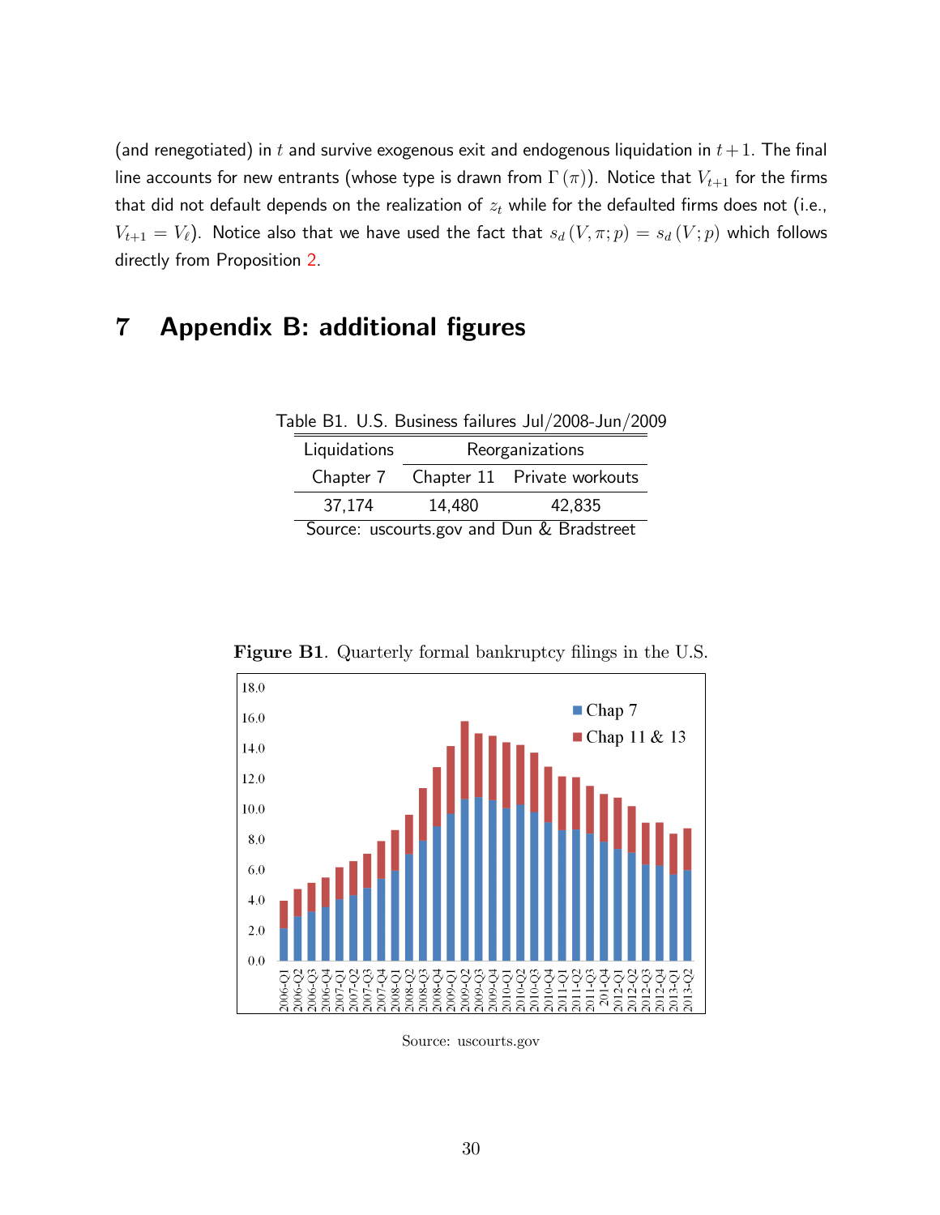(and renegotiated) in $t$ and survive exogenous exit and endogenous liquidation in $t+1$. The final line accounts for new entrants (whose type is drawn from $\Gamma(\pi)$). Notice that $V_{t+1}$ for the firms that did not default depends on the realization of $z_t$ while for the defaulted firms does not (i.e., $V_{t+1} = V_\ell$). Notice also that we have used the fact that $s_d(V, \pi; p) = s_d(V; p)$ which follows directly from Proposition 2.

# 7 Appendix B: additional figures

Table B1. U.S. Business failures Jul/2008-Jun/2009

| Liquidations | Reorganizations | |
|---|---|---|
| Chapter 7 | Chapter 11 | Private workouts |
| 37,174 | 14,480 | 42,835 |

Source: uscourts.gov and Dun & Bradstreet

**Figure B1**. Quarterly formal bankruptcy filings in the U.S.

Source: uscourts.gov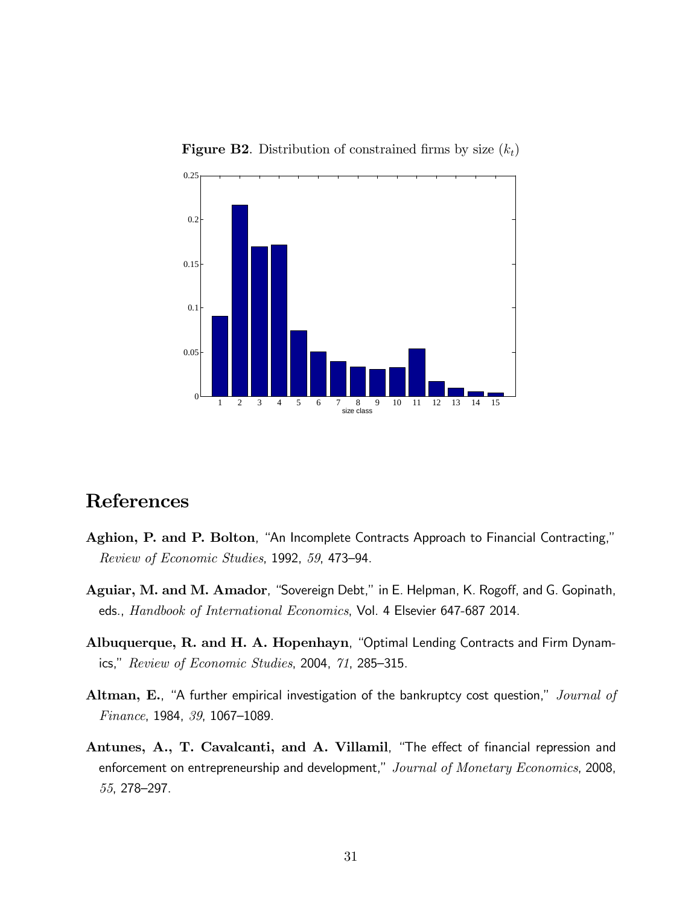**Figure B2**. Distribution of constrained firms by size ($k_t$)

# References

**Aghion, P. and P. Bolton**, "An Incomplete Contracts Approach to Financial Contracting," *Review of Economic Studies*, 1992, *59*, 473–94.

**Aguiar, M. and M. Amador**, "Sovereign Debt," in E. Helpman, K. Rogoff, and G. Gopinath, eds., *Handbook of International Economics*, Vol. 4 Elsevier 647-687 2014.

**Albuquerque, R. and H. A. Hopenhayn**, "Optimal Lending Contracts and Firm Dynamics," *Review of Economic Studies*, 2004, *71*, 285–315.

**Altman, E.**, "A further empirical investigation of the bankruptcy cost question," *Journal of Finance*, 1984, *39*, 1067–1089.

**Antunes, A., T. Cavalcanti, and A. Villamil**, "The effect of financial repression and enforcement on entrepreneurship and development," *Journal of Monetary Economics*, 2008, *55*, 278–297.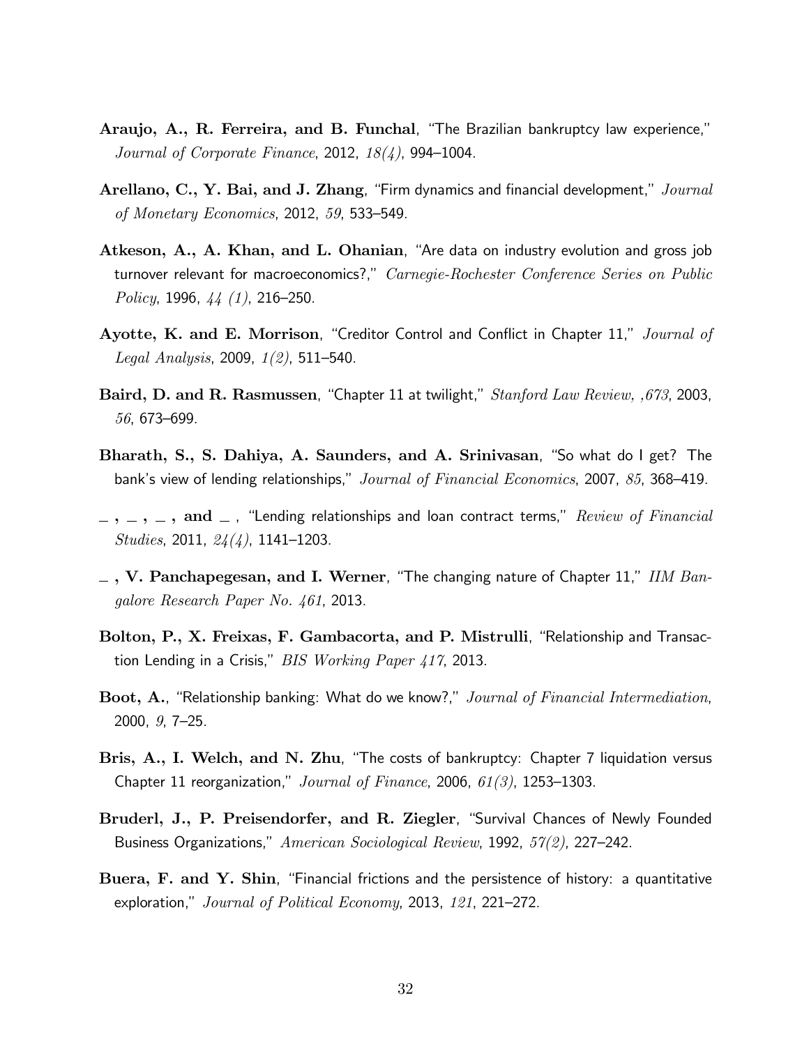**Araujo, A., R. Ferreira, and B. Funchal**, "The Brazilian bankruptcy law experience," *Journal of Corporate Finance*, 2012, *18(4)*, 994–1004.

**Arellano, C., Y. Bai, and J. Zhang**, "Firm dynamics and financial development," *Journal of Monetary Economics*, 2012, *59*, 533–549.

**Atkeson, A., A. Khan, and L. Ohanian**, "Are data on industry evolution and gross job turnover relevant for macroeconomics?," *Carnegie-Rochester Conference Series on Public Policy*, 1996, *44 (1)*, 216–250.

**Ayotte, K. and E. Morrison**, "Creditor Control and Conflict in Chapter 11," *Journal of Legal Analysis*, 2009, *1(2)*, 511–540.

**Baird, D. and R. Rasmussen**, "Chapter 11 at twilight," *Stanford Law Review, ,673*, 2003, *56*, 673–699.

**Bharath, S., S. Dahiya, A. Saunders, and A. Srinivasan**, "So what do I get? The bank's view of lending relationships," *Journal of Financial Economics*, 2007, *85*, 368–419.

**_ , _ , _ , and _** , "Lending relationships and loan contract terms," *Review of Financial Studies*, 2011, *24(4)*, 1141–1203.

**_ , V. Panchapegesan, and I. Werner**, "The changing nature of Chapter 11," *IIM Bangalore Research Paper No. 461*, 2013.

**Bolton, P., X. Freixas, F. Gambacorta, and P. Mistrulli**, "Relationship and Transaction Lending in a Crisis," *BIS Working Paper 417*, 2013.

**Boot, A.**, "Relationship banking: What do we know?," *Journal of Financial Intermediation*, 2000, *9*, 7–25.

**Bris, A., I. Welch, and N. Zhu**, "The costs of bankruptcy: Chapter 7 liquidation versus Chapter 11 reorganization," *Journal of Finance*, 2006, *61(3)*, 1253–1303.

**Bruderl, J., P. Preisendorfer, and R. Ziegler**, "Survival Chances of Newly Founded Business Organizations," *American Sociological Review*, 1992, *57(2)*, 227–242.

**Buera, F. and Y. Shin**, "Financial frictions and the persistence of history: a quantitative exploration," *Journal of Political Economy*, 2013, *121*, 221–272.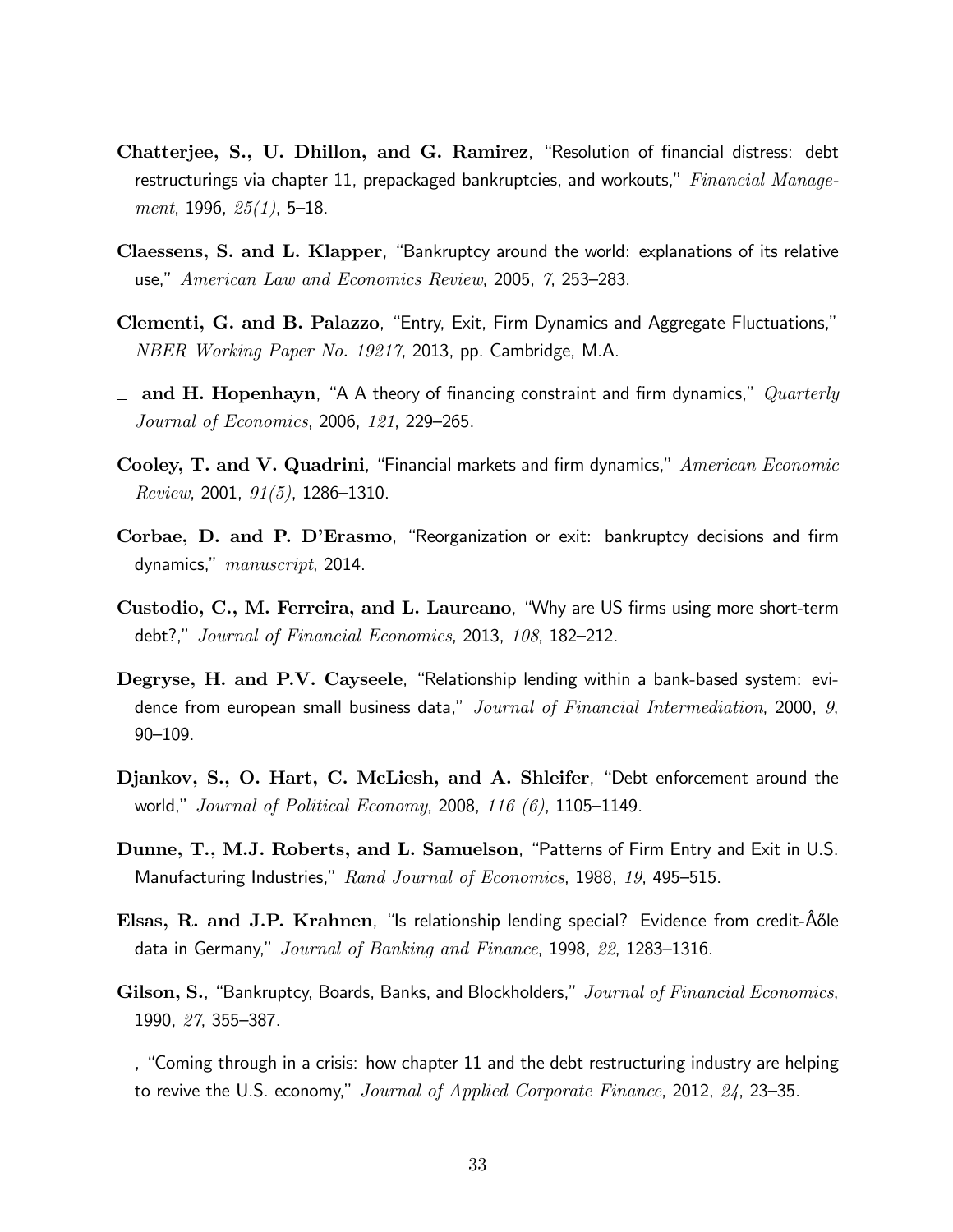**Chatterjee, S., U. Dhillon, and G. Ramirez**, "Resolution of financial distress: debt restructurings via chapter 11, prepackaged bankruptcies, and workouts," *Financial Management*, 1996, *25(1)*, 5–18.

**Claessens, S. and L. Klapper**, "Bankruptcy around the world: explanations of its relative use," *American Law and Economics Review*, 2005, *7*, 253–283.

**Clementi, G. and B. Palazzo**, "Entry, Exit, Firm Dynamics and Aggregate Fluctuations," *NBER Working Paper No. 19217*, 2013, pp. Cambridge, M.A.

_ **and H. Hopenhayn**, "A A theory of financing constraint and firm dynamics," *Quarterly Journal of Economics*, 2006, *121*, 229–265.

**Cooley, T. and V. Quadrini**, "Financial markets and firm dynamics," *American Economic Review*, 2001, *91(5)*, 1286–1310.

**Corbae, D. and P. D'Erasmo**, "Reorganization or exit: bankruptcy decisions and firm dynamics," *manuscript*, 2014.

**Custodio, C., M. Ferreira, and L. Laureano**, "Why are US firms using more short-term debt?," *Journal of Financial Economics*, 2013, *108*, 182–212.

**Degryse, H. and P.V. Cayseele**, "Relationship lending within a bank-based system: evidence from european small business data," *Journal of Financial Intermediation*, 2000, *9*, 90–109.

**Djankov, S., O. Hart, C. McLiesh, and A. Shleifer**, "Debt enforcement around the world," *Journal of Political Economy*, 2008, *116 (6)*, 1105–1149.

**Dunne, T., M.J. Roberts, and L. Samuelson**, "Patterns of Firm Entry and Exit in U.S. Manufacturing Industries," *Rand Journal of Economics*, 1988, *19*, 495–515.

**Elsas, R. and J.P. Krahnen**, "Is relationship lending special? Evidence from credit-Âőle data in Germany," *Journal of Banking and Finance*, 1998, *22*, 1283–1316.

**Gilson, S.**, "Bankruptcy, Boards, Banks, and Blockholders," *Journal of Financial Economics*, 1990, *27*, 355–387.

_ , "Coming through in a crisis: how chapter 11 and the debt restructuring industry are helping to revive the U.S. economy," *Journal of Applied Corporate Finance*, 2012, *24*, 23–35.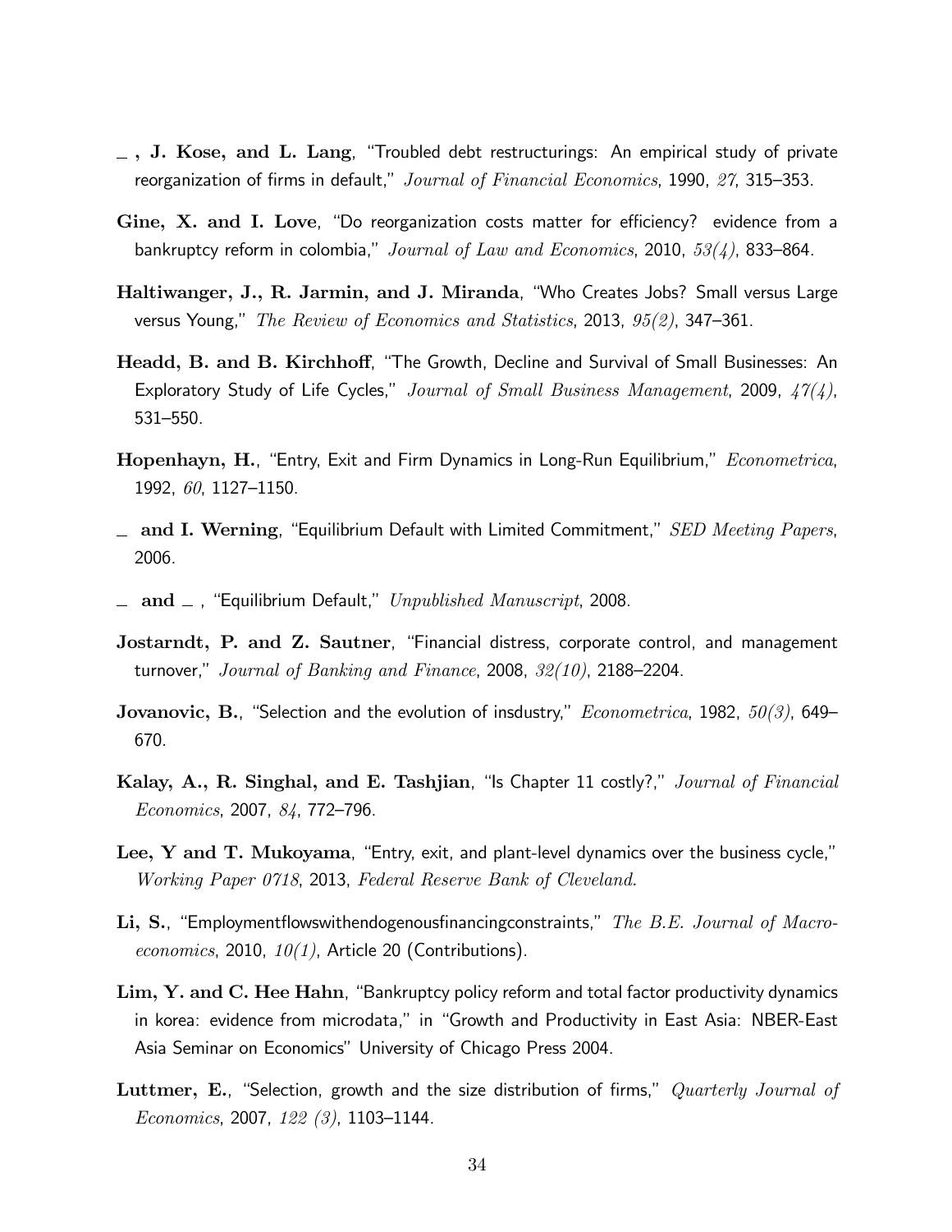**\_ , J. Kose, and L. Lang**, "Troubled debt restructurings: An empirical study of private reorganization of firms in default," *Journal of Financial Economics*, 1990, *27*, 315–353.

**Gine, X. and I. Love**, "Do reorganization costs matter for efficiency? evidence from a bankruptcy reform in colombia," *Journal of Law and Economics*, 2010, *53(4)*, 833–864.

**Haltiwanger, J., R. Jarmin, and J. Miranda**, "Who Creates Jobs? Small versus Large versus Young," *The Review of Economics and Statistics*, 2013, *95(2)*, 347–361.

**Headd, B. and B. Kirchhoff**, "The Growth, Decline and Survival of Small Businesses: An Exploratory Study of Life Cycles," *Journal of Small Business Management*, 2009, *47(4)*, 531–550.

**Hopenhayn, H.**, "Entry, Exit and Firm Dynamics in Long-Run Equilibrium," *Econometrica*, 1992, *60*, 1127–1150.

**\_ and I. Werning**, "Equilibrium Default with Limited Commitment," *SED Meeting Papers*, 2006.

**\_ and \_ ,** "Equilibrium Default," *Unpublished Manuscript*, 2008.

**Jostarndt, P. and Z. Sautner**, "Financial distress, corporate control, and management turnover," *Journal of Banking and Finance*, 2008, *32(10)*, 2188–2204.

**Jovanovic, B.**, "Selection and the evolution of insdustry," *Econometrica*, 1982, *50(3)*, 649–670.

**Kalay, A., R. Singhal, and E. Tashjian**, "Is Chapter 11 costly?," *Journal of Financial Economics*, 2007, *84*, 772–796.

**Lee, Y and T. Mukoyama**, "Entry, exit, and plant-level dynamics over the business cycle," *Working Paper 0718*, 2013, *Federal Reserve Bank of Cleveland.*

**Li, S.**, "Employmentflowswithendogenousfinancingconstraints," *The B.E. Journal of Macroeconomics*, 2010, *10(1)*, Article 20 (Contributions).

**Lim, Y. and C. Hee Hahn**, "Bankruptcy policy reform and total factor productivity dynamics in korea: evidence from microdata," in "Growth and Productivity in East Asia: NBER-East Asia Seminar on Economics" University of Chicago Press 2004.

**Luttmer, E.**, "Selection, growth and the size distribution of firms," *Quarterly Journal of Economics*, 2007, *122 (3)*, 1103–1144.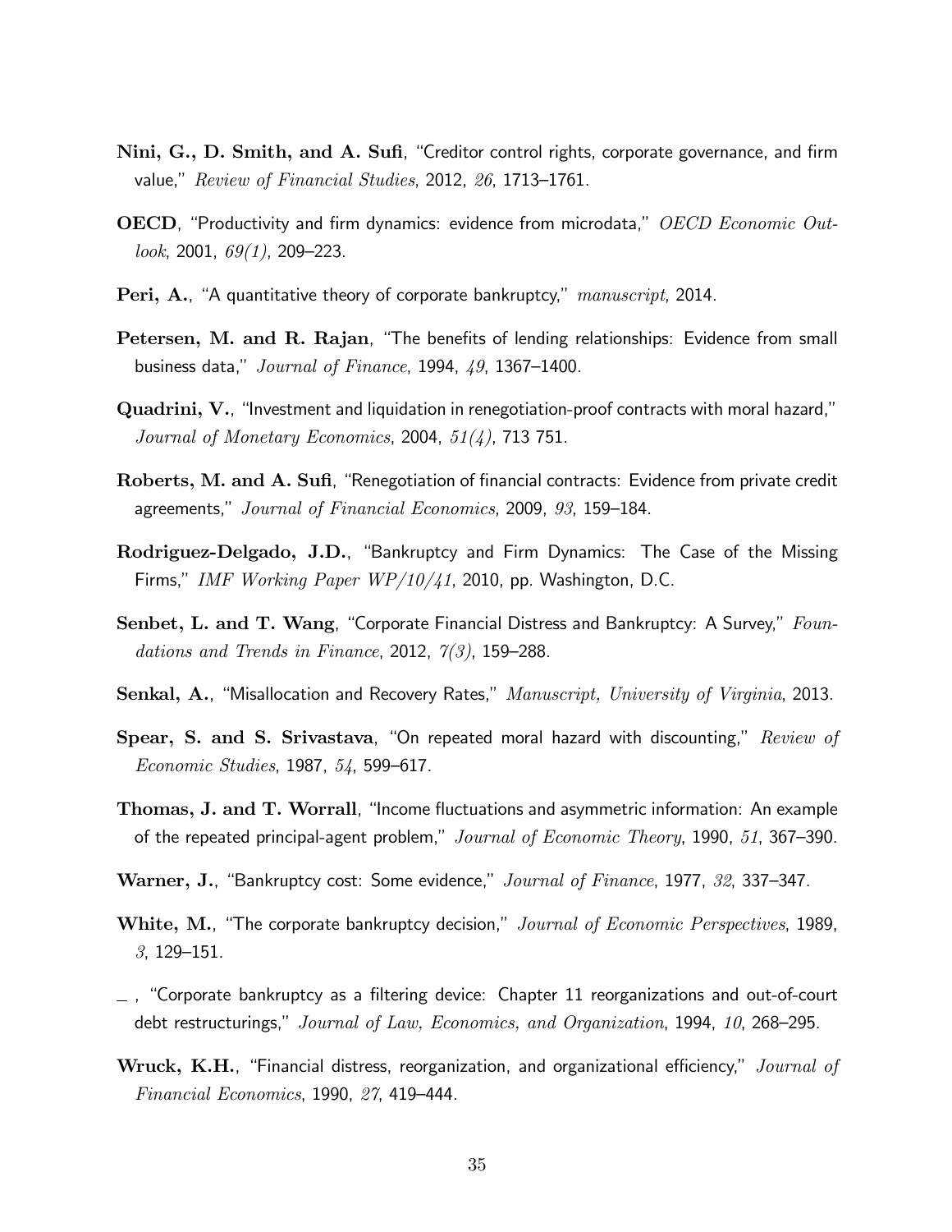**Nini, G., D. Smith, and A. Sufi**, "Creditor control rights, corporate governance, and firm value," *Review of Financial Studies*, 2012, *26*, 1713–1761.

**OECD**, "Productivity and firm dynamics: evidence from microdata," *OECD Economic Outlook*, 2001, *69(1)*, 209–223.

**Peri, A.**, "A quantitative theory of corporate bankruptcy," *manuscript*, 2014.

**Petersen, M. and R. Rajan**, "The benefits of lending relationships: Evidence from small business data," *Journal of Finance*, 1994, *49*, 1367–1400.

**Quadrini, V.**, "Investment and liquidation in renegotiation-proof contracts with moral hazard," *Journal of Monetary Economics*, 2004, *51(4)*, 713 751.

**Roberts, M. and A. Sufi**, "Renegotiation of financial contracts: Evidence from private credit agreements," *Journal of Financial Economics*, 2009, *93*, 159–184.

**Rodriguez-Delgado, J.D.**, "Bankruptcy and Firm Dynamics: The Case of the Missing Firms," *IMF Working Paper WP/10/41*, 2010, pp. Washington, D.C.

**Senbet, L. and T. Wang**, "Corporate Financial Distress and Bankruptcy: A Survey," *Foundations and Trends in Finance*, 2012, *7(3)*, 159–288.

**Senkal, A.**, "Misallocation and Recovery Rates," *Manuscript, University of Virginia*, 2013.

**Spear, S. and S. Srivastava**, "On repeated moral hazard with discounting," *Review of Economic Studies*, 1987, *54*, 599–617.

**Thomas, J. and T. Worrall**, "Income fluctuations and asymmetric information: An example of the repeated principal-agent problem," *Journal of Economic Theory*, 1990, *51*, 367–390.

**Warner, J.**, "Bankruptcy cost: Some evidence," *Journal of Finance*, 1977, *32*, 337–347.

**White, M.**, "The corporate bankruptcy decision," *Journal of Economic Perspectives*, 1989, *3*, 129–151.

_ , "Corporate bankruptcy as a filtering device: Chapter 11 reorganizations and out-of-court debt restructurings," *Journal of Law, Economics, and Organization*, 1994, *10*, 268–295.

**Wruck, K.H.**, "Financial distress, reorganization, and organizational efficiency," *Journal of Financial Economics*, 1990, *27*, 419–444.